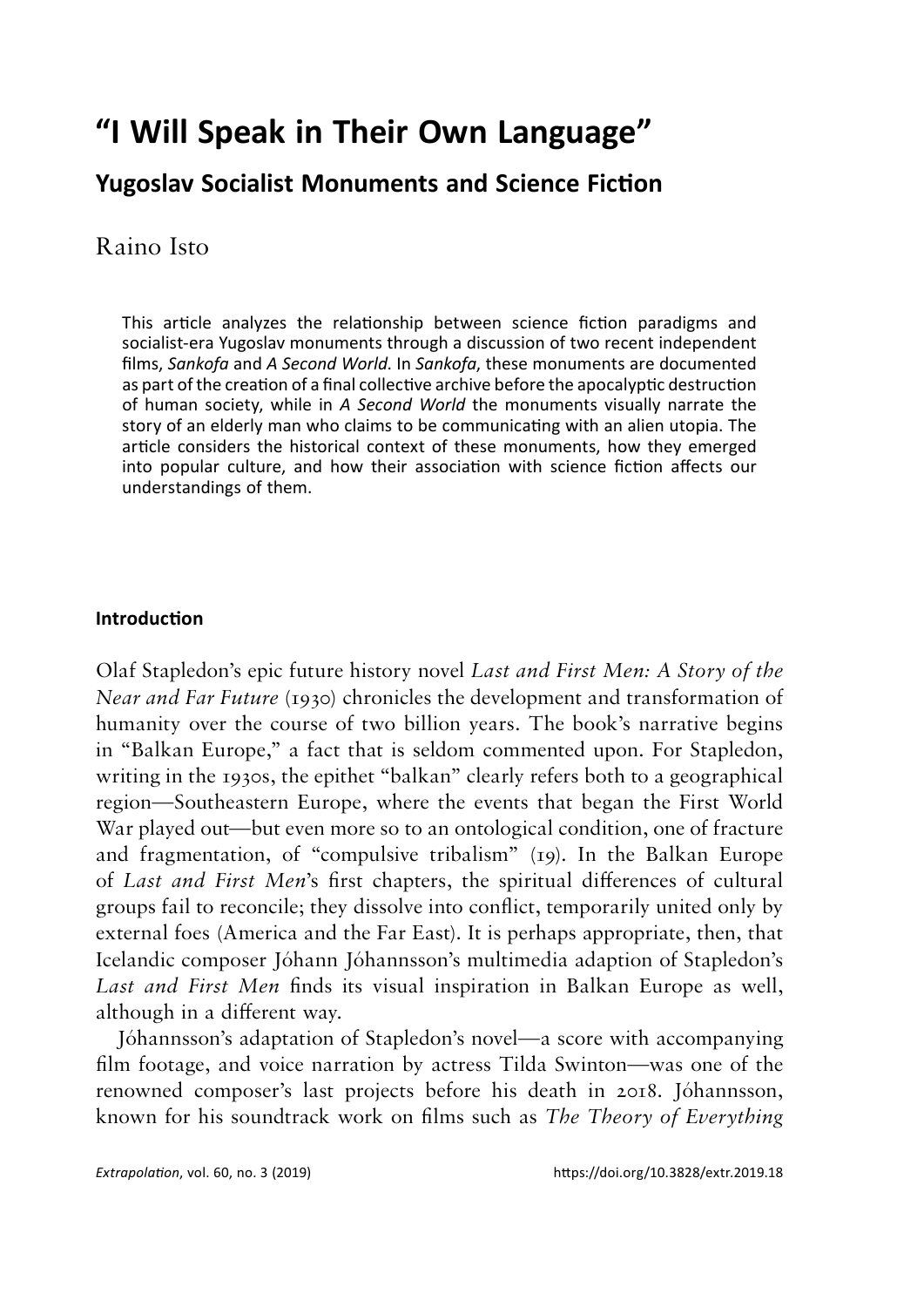# "I Will Speak in Their Own Language"

## Yugoslav Socialist Monuments and Science Fiction

Raino Isto

This article analyzes the relationship between science fiction paradigms and socialist-era Yugoslav monuments through a discussion of two recent independent films, *Sankofa* and *A Second World*. In *Sankofa*, these monuments are documented as part of the creation of a final collective archive before the apocalyptic destruction of human society, while in *A Second World* the monuments visually narrate the story of an elderly man who claims to be communicating with an alien utopia. The article considers the historical context of these monuments, how they emerged into popular culture, and how their association with science fiction affects our understandings of them.

### Introduction

Olaf Stapledon's epic future history novel *Last and First Men: A Story of the Near and Far Future* (1930) chronicles the development and transformation of humanity over the course of two billion years. The book's narrative begins in "Balkan Europe," a fact that is seldom commented upon. For Stapledon, writing in the 1930s, the epithet "balkan" clearly refers both to a geographical region—Southeastern Europe, where the events that began the First World War played out—but even more so to an ontological condition, one of fracture and fragmentation, of "compulsive tribalism" (19). In the Balkan Europe of *Last and First Men*'s first chapters, the spiritual differences of cultural groups fail to reconcile; they dissolve into conflict, temporarily united only by external foes (America and the Far East). It is perhaps appropriate, then, that Icelandic composer Jóhann Jóhannsson's multimedia adaption of Stapledon's *Last and First Men* finds its visual inspiration in Balkan Europe as well, although in a different way.

Jóhannsson's adaptation of Stapledon's novel—a score with accompanying film footage, and voice narration by actress Tilda Swinton—was one of the renowned composer's last projects before his death in 2018. Jóhannsson, known for his soundtrack work on films such as *The Theory of Everything*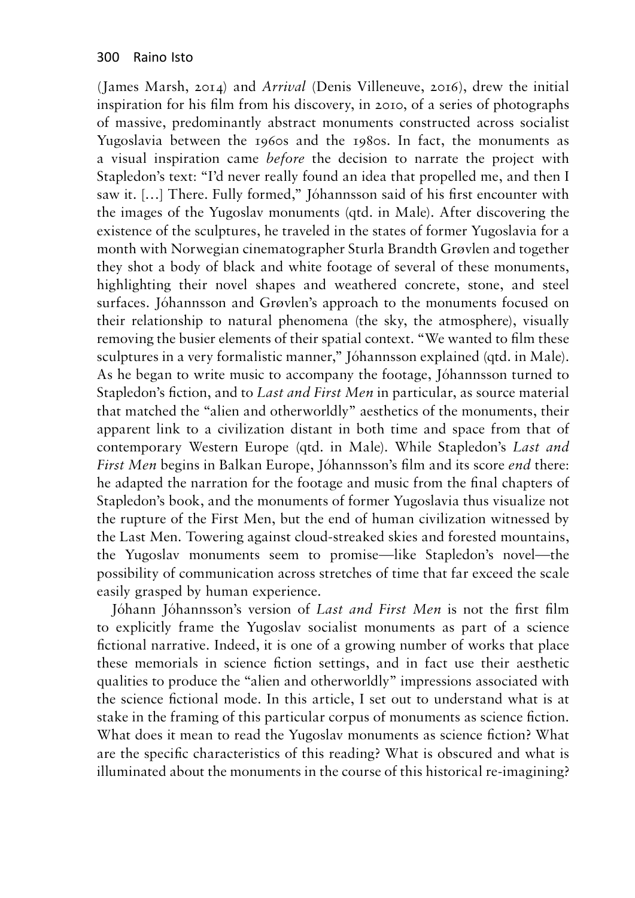(James Marsh, 2014) and *Arrival* (Denis Villeneuve, 2016), drew the initial inspiration for his film from his discovery, in 2010, of a series of photographs of massive, predominantly abstract monuments constructed across socialist Yugoslavia between the 1960s and the 1980s. In fact, the monuments as a visual inspiration came *before* the decision to narrate the project with Stapledon's text: "I'd never really found an idea that propelled me, and then I saw it. […] There. Fully formed," Jóhannsson said of his first encounter with the images of the Yugoslav monuments (qtd. in Male). After discovering the existence of the sculptures, he traveled in the states of former Yugoslavia for a month with Norwegian cinematographer Sturla Brandth Grøvlen and together they shot a body of black and white footage of several of these monuments, highlighting their novel shapes and weathered concrete, stone, and steel surfaces. Jóhannsson and Grøvlen's approach to the monuments focused on their relationship to natural phenomena (the sky, the atmosphere), visually removing the busier elements of their spatial context. "We wanted to film these sculptures in a very formalistic manner," Jóhannsson explained (qtd. in Male). As he began to write music to accompany the footage, Jóhannsson turned to Stapledon's fiction, and to *Last and First Men* in particular, as source material that matched the "alien and otherworldly" aesthetics of the monuments, their apparent link to a civilization distant in both time and space from that of contemporary Western Europe (qtd. in Male). While Stapledon's *Last and First Men* begins in Balkan Europe, Jóhannsson's film and its score *end* there: he adapted the narration for the footage and music from the final chapters of Stapledon's book, and the monuments of former Yugoslavia thus visualize not the rupture of the First Men, but the end of human civilization witnessed by the Last Men. Towering against cloud-streaked skies and forested mountains, the Yugoslav monuments seem to promise—like Stapledon's novel—the possibility of communication across stretches of time that far exceed the scale easily grasped by human experience.

Jóhann Jóhannsson's version of *Last and First Men* is not the first film to explicitly frame the Yugoslav socialist monuments as part of a science fictional narrative. Indeed, it is one of a growing number of works that place these memorials in science fiction settings, and in fact use their aesthetic qualities to produce the "alien and otherworldly" impressions associated with the science fictional mode. In this article, I set out to understand what is at stake in the framing of this particular corpus of monuments as science fiction. What does it mean to read the Yugoslav monuments as science fiction? What are the specific characteristics of this reading? What is obscured and what is illuminated about the monuments in the course of this historical re-imagining?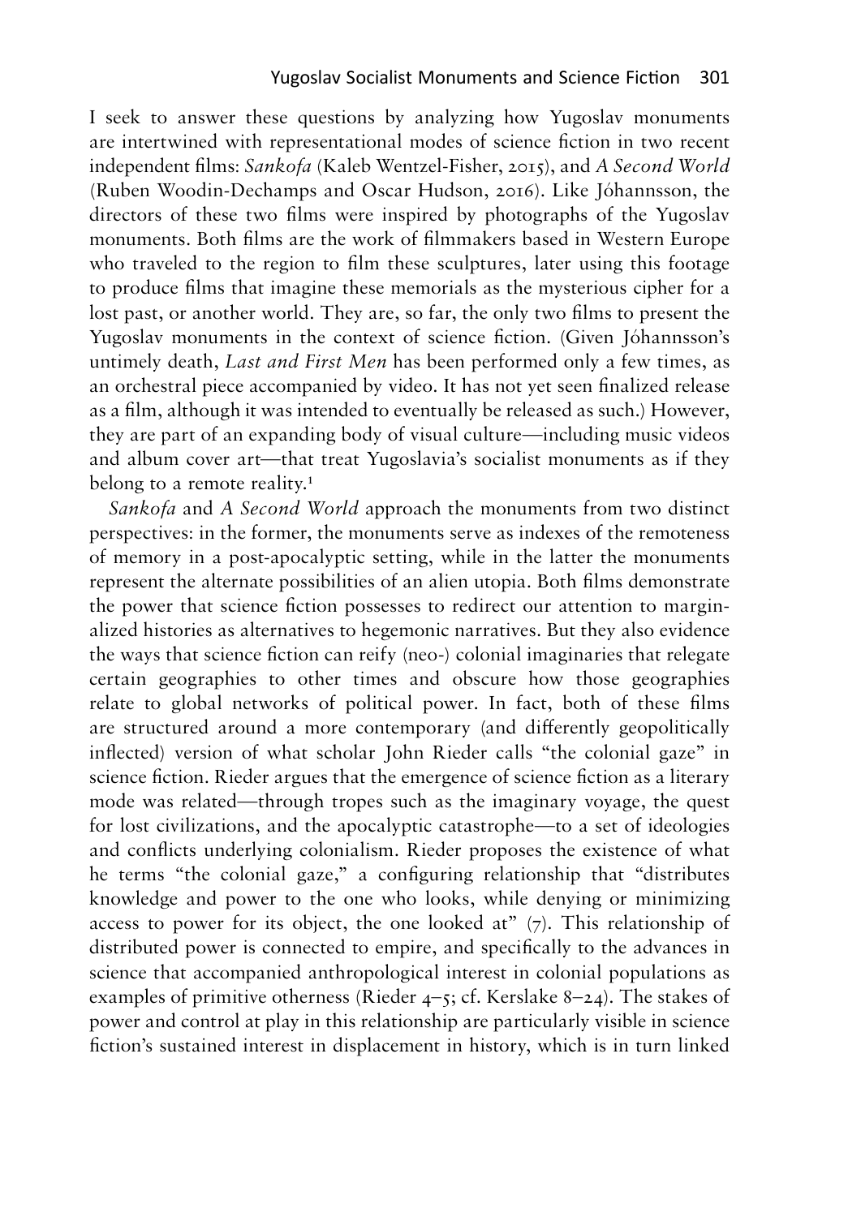I seek to answer these questions by analyzing how Yugoslav monuments are intertwined with representational modes of science fiction in two recent independent films: *Sankofa* (Kaleb Wentzel-Fisher, 2015), and *A Second World* (Ruben Woodin-Dechamps and Oscar Hudson, 2016). Like Jóhannsson, the directors of these two films were inspired by photographs of the Yugoslav monuments. Both films are the work of filmmakers based in Western Europe who traveled to the region to film these sculptures, later using this footage to produce films that imagine these memorials as the mysterious cipher for a lost past, or another world. They are, so far, the only two films to present the Yugoslav monuments in the context of science fiction. (Given Jóhannsson's untimely death, *Last and First Men* has been performed only a few times, as an orchestral piece accompanied by video. It has not yet seen finalized release as a film, although it was intended to eventually be released as such.) However, they are part of an expanding body of visual culture—including music videos and album cover art—that treat Yugoslavia's socialist monuments as if they belong to a remote reality.[1]

*Sankofa* and *A Second World* approach the monuments from two distinct perspectives: in the former, the monuments serve as indexes of the remoteness of memory in a post-apocalyptic setting, while in the latter the monuments represent the alternate possibilities of an alien utopia. Both films demonstrate the power that science fiction possesses to redirect our attention to marginalized histories as alternatives to hegemonic narratives. But they also evidence the ways that science fiction can reify (neo-) colonial imaginaries that relegate certain geographies to other times and obscure how those geographies relate to global networks of political power. In fact, both of these films are structured around a more contemporary (and differently geopolitically inflected) version of what scholar John Rieder calls "the colonial gaze" in science fiction. Rieder argues that the emergence of science fiction as a literary mode was related—through tropes such as the imaginary voyage, the quest for lost civilizations, and the apocalyptic catastrophe—to a set of ideologies and conflicts underlying colonialism. Rieder proposes the existence of what he terms "the colonial gaze," a configuring relationship that "distributes knowledge and power to the one who looks, while denying or minimizing access to power for its object, the one looked at" (7). This relationship of distributed power is connected to empire, and specifically to the advances in science that accompanied anthropological interest in colonial populations as examples of primitive otherness (Rieder 4–5; cf. Kerslake 8–24). The stakes of power and control at play in this relationship are particularly visible in science fiction's sustained interest in displacement in history, which is in turn linked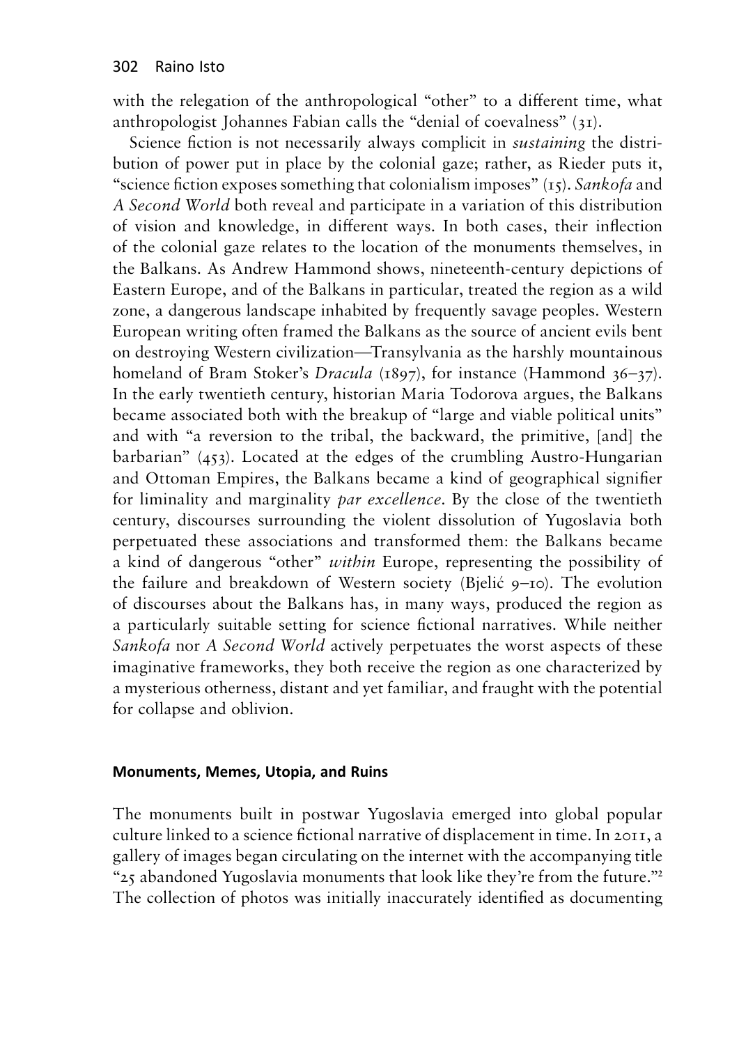with the relegation of the anthropological "other" to a different time, what anthropologist Johannes Fabian calls the "denial of coevalness" (31).

Science fiction is not necessarily always complicit in *sustaining* the distribution of power put in place by the colonial gaze; rather, as Rieder puts it, "science fiction exposes something that colonialism imposes" (15). *Sankofa* and *A Second World* both reveal and participate in a variation of this distribution of vision and knowledge, in different ways. In both cases, their inflection of the colonial gaze relates to the location of the monuments themselves, in the Balkans. As Andrew Hammond shows, nineteenth-century depictions of Eastern Europe, and of the Balkans in particular, treated the region as a wild zone, a dangerous landscape inhabited by frequently savage peoples. Western European writing often framed the Balkans as the source of ancient evils bent on destroying Western civilization—Transylvania as the harshly mountainous homeland of Bram Stoker's *Dracula* (1897), for instance (Hammond 36–37). In the early twentieth century, historian Maria Todorova argues, the Balkans became associated both with the breakup of "large and viable political units" and with "a reversion to the tribal, the backward, the primitive, [and] the barbarian" (453). Located at the edges of the crumbling Austro-Hungarian and Ottoman Empires, the Balkans became a kind of geographical signifier for liminality and marginality *par excellence*. By the close of the twentieth century, discourses surrounding the violent dissolution of Yugoslavia both perpetuated these associations and transformed them: the Balkans became a kind of dangerous "other" *within* Europe, representing the possibility of the failure and breakdown of Western society (Bjelić 9–10). The evolution of discourses about the Balkans has, in many ways, produced the region as a particularly suitable setting for science fictional narratives. While neither *Sankofa* nor *A Second World* actively perpetuates the worst aspects of these imaginative frameworks, they both receive the region as one characterized by a mysterious otherness, distant and yet familiar, and fraught with the potential for collapse and oblivion.

### Monuments, Memes, Utopia, and Ruins

The monuments built in postwar Yugoslavia emerged into global popular culture linked to a science fictional narrative of displacement in time. In 2011, a gallery of images began circulating on the internet with the accompanying title "25 abandoned Yugoslavia monuments that look like they're from the future."[2] The collection of photos was initially inaccurately identified as documenting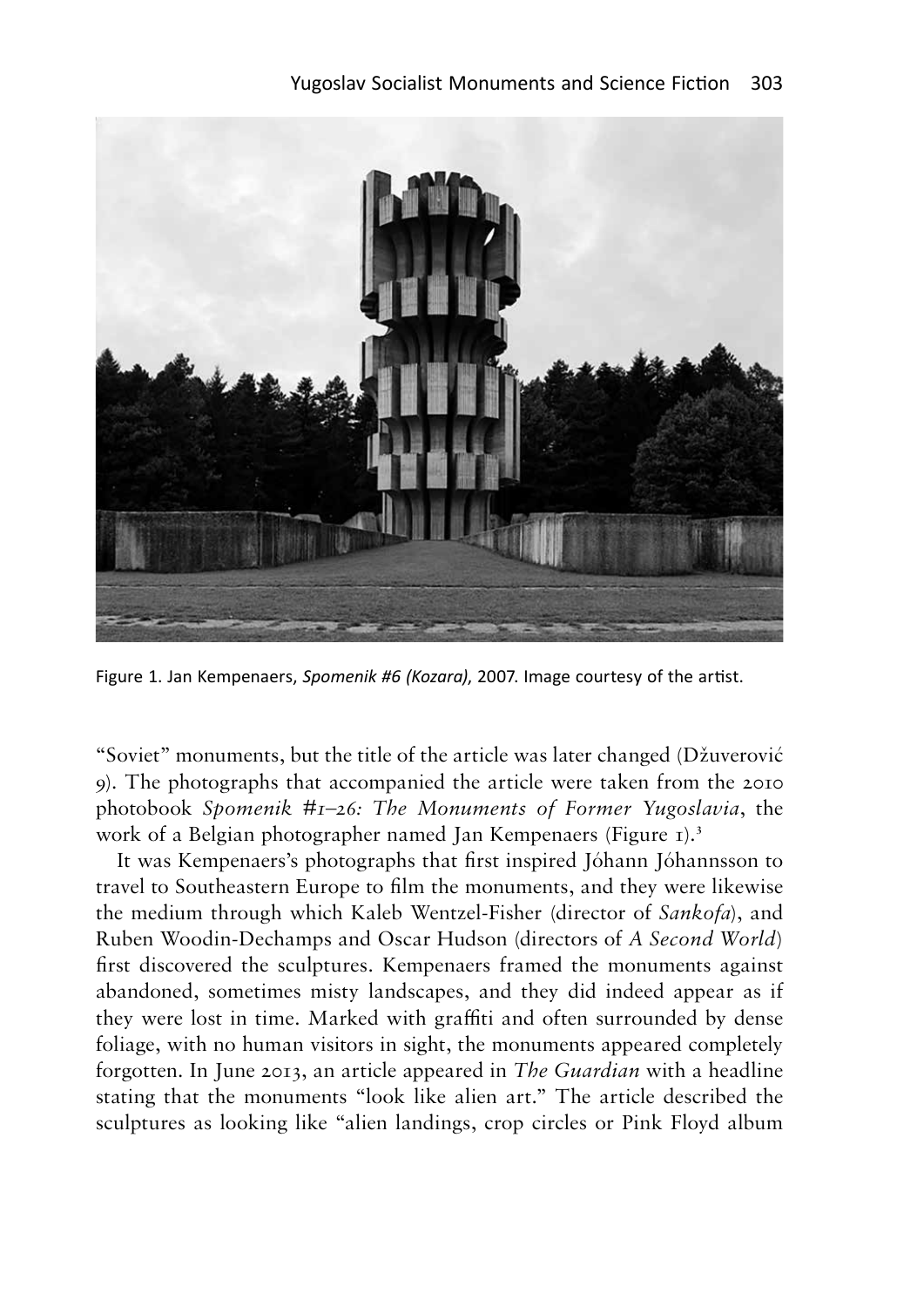Figure 1. Jan Kempenaers, *Spomenik #6 (Kozara)*, 2007. Image courtesy of the artist.

"Soviet" monuments, but the title of the article was later changed (Džuverović 9). The photographs that accompanied the article were taken from the 2010 photobook *Spomenik #1–26: The Monuments of Former Yugoslavia*, the work of a Belgian photographer named Jan Kempenaers (Figure 1).[3]

It was Kempenaers's photographs that first inspired Jóhann Jóhannsson to travel to Southeastern Europe to film the monuments, and they were likewise the medium through which Kaleb Wentzel-Fisher (director of *Sankofa*), and Ruben Woodin-Dechamps and Oscar Hudson (directors of *A Second World*) first discovered the sculptures. Kempenaers framed the monuments against abandoned, sometimes misty landscapes, and they did indeed appear as if they were lost in time. Marked with graffiti and often surrounded by dense foliage, with no human visitors in sight, the monuments appeared completely forgotten. In June 2013, an article appeared in *The Guardian* with a headline stating that the monuments "look like alien art." The article described the sculptures as looking like "alien landings, crop circles or Pink Floyd album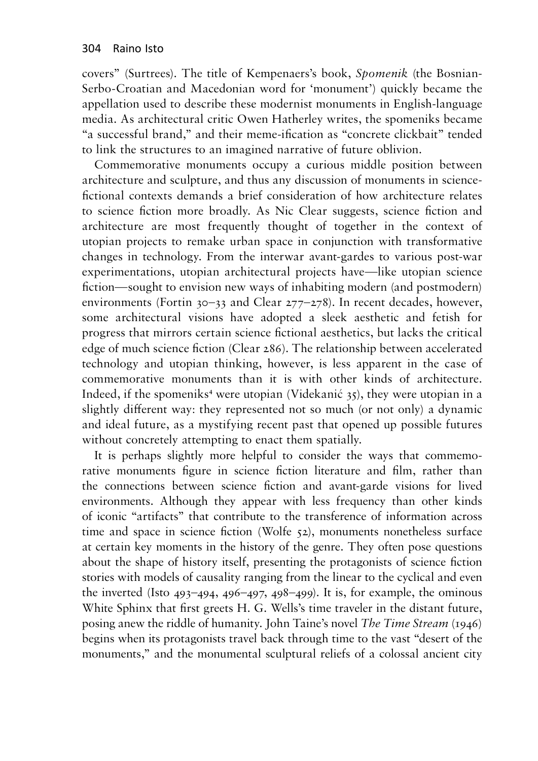covers" (Surtrees). The title of Kempenaers's book, *Spomenik* (the Bosnian-Serbo-Croatian and Macedonian word for 'monument') quickly became the appellation used to describe these modernist monuments in English-language media. As architectural critic Owen Hatherley writes, the spomeniks became "a successful brand," and their meme-ification as "concrete clickbait" tended to link the structures to an imagined narrative of future oblivion.

Commemorative monuments occupy a curious middle position between architecture and sculpture, and thus any discussion of monuments in science-fictional contexts demands a brief consideration of how architecture relates to science fiction more broadly. As Nic Clear suggests, science fiction and architecture are most frequently thought of together in the context of utopian projects to remake urban space in conjunction with transformative changes in technology. From the interwar avant-gardes to various post-war experimentations, utopian architectural projects have—like utopian science fiction—sought to envision new ways of inhabiting modern (and postmodern) environments (Fortin 30–33 and Clear 277–278). In recent decades, however, some architectural visions have adopted a sleek aesthetic and fetish for progress that mirrors certain science fictional aesthetics, but lacks the critical edge of much science fiction (Clear 286). The relationship between accelerated technology and utopian thinking, however, is less apparent in the case of commemorative monuments than it is with other kinds of architecture. Indeed, if the spomeniks[4] were utopian (Videkanić 35), they were utopian in a slightly different way: they represented not so much (or not only) a dynamic and ideal future, as a mystifying recent past that opened up possible futures without concretely attempting to enact them spatially.

It is perhaps slightly more helpful to consider the ways that commemorative monuments figure in science fiction literature and film, rather than the connections between science fiction and avant-garde visions for lived environments. Although they appear with less frequency than other kinds of iconic "artifacts" that contribute to the transference of information across time and space in science fiction (Wolfe 52), monuments nonetheless surface at certain key moments in the history of the genre. They often pose questions about the shape of history itself, presenting the protagonists of science fiction stories with models of causality ranging from the linear to the cyclical and even the inverted (Isto 493–494, 496–497, 498–499). It is, for example, the ominous White Sphinx that first greets H. G. Wells's time traveler in the distant future, posing anew the riddle of humanity. John Taine's novel *The Time Stream* (1946) begins when its protagonists travel back through time to the vast "desert of the monuments," and the monumental sculptural reliefs of a colossal ancient city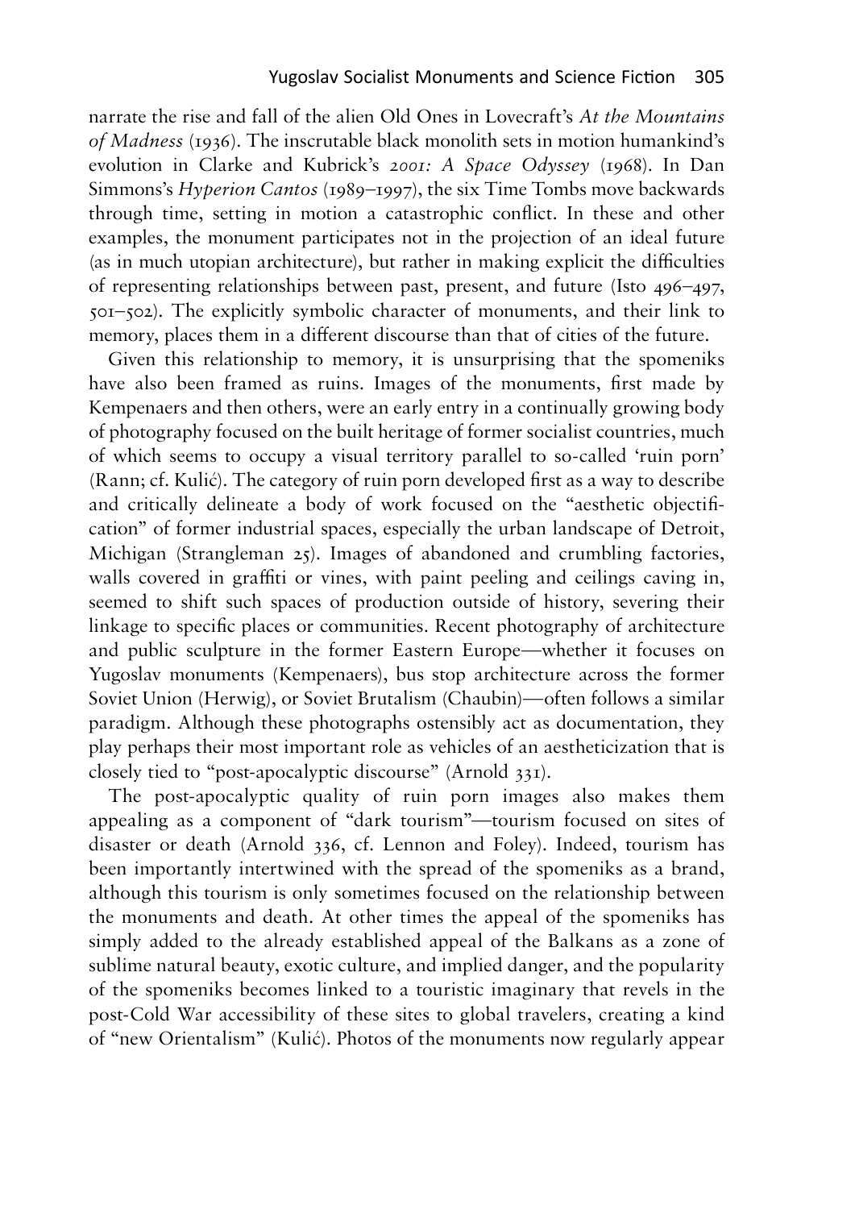narrate the rise and fall of the alien Old Ones in Lovecraft's *At the Mountains of Madness* (1936). The inscrutable black monolith sets in motion humankind's evolution in Clarke and Kubrick's *2001: A Space Odyssey* (1968). In Dan Simmons's *Hyperion Cantos* (1989–1997), the six Time Tombs move backwards through time, setting in motion a catastrophic conflict. In these and other examples, the monument participates not in the projection of an ideal future (as in much utopian architecture), but rather in making explicit the difficulties of representing relationships between past, present, and future (Isto 496–497, 501–502). The explicitly symbolic character of monuments, and their link to memory, places them in a different discourse than that of cities of the future.

Given this relationship to memory, it is unsurprising that the spomeniks have also been framed as ruins. Images of the monuments, first made by Kempenaers and then others, were an early entry in a continually growing body of photography focused on the built heritage of former socialist countries, much of which seems to occupy a visual territory parallel to so-called 'ruin porn' (Rann; cf. Kulić). The category of ruin porn developed first as a way to describe and critically delineate a body of work focused on the "aesthetic objectification" of former industrial spaces, especially the urban landscape of Detroit, Michigan (Strangleman 25). Images of abandoned and crumbling factories, walls covered in graffiti or vines, with paint peeling and ceilings caving in, seemed to shift such spaces of production outside of history, severing their linkage to specific places or communities. Recent photography of architecture and public sculpture in the former Eastern Europe—whether it focuses on Yugoslav monuments (Kempenaers), bus stop architecture across the former Soviet Union (Herwig), or Soviet Brutalism (Chaubin)—often follows a similar paradigm. Although these photographs ostensibly act as documentation, they play perhaps their most important role as vehicles of an aestheticization that is closely tied to "post-apocalyptic discourse" (Arnold 331).

The post-apocalyptic quality of ruin porn images also makes them appealing as a component of "dark tourism"—tourism focused on sites of disaster or death (Arnold 336, cf. Lennon and Foley). Indeed, tourism has been importantly intertwined with the spread of the spomeniks as a brand, although this tourism is only sometimes focused on the relationship between the monuments and death. At other times the appeal of the spomeniks has simply added to the already established appeal of the Balkans as a zone of sublime natural beauty, exotic culture, and implied danger, and the popularity of the spomeniks becomes linked to a touristic imaginary that revels in the post-Cold War accessibility of these sites to global travelers, creating a kind of "new Orientalism" (Kulić). Photos of the monuments now regularly appear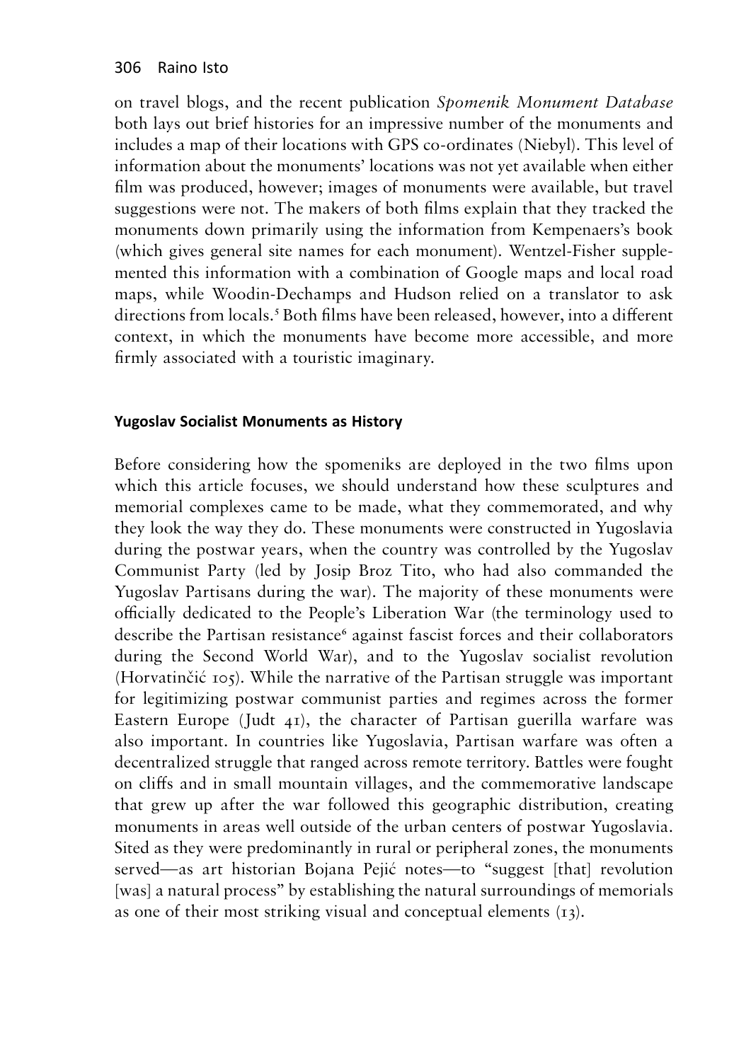on travel blogs, and the recent publication *Spomenik Monument Database* both lays out brief histories for an impressive number of the monuments and includes a map of their locations with GPS co-ordinates (Niebyl). This level of information about the monuments' locations was not yet available when either film was produced, however; images of monuments were available, but travel suggestions were not. The makers of both films explain that they tracked the monuments down primarily using the information from Kempenaers's book (which gives general site names for each monument). Wentzel-Fisher supplemented this information with a combination of Google maps and local road maps, while Woodin-Dechamps and Hudson relied on a translator to ask directions from locals.[5] Both films have been released, however, into a different context, in which the monuments have become more accessible, and more firmly associated with a touristic imaginary.

## Yugoslav Socialist Monuments as History

Before considering how the spomeniks are deployed in the two films upon which this article focuses, we should understand how these sculptures and memorial complexes came to be made, what they commemorated, and why they look the way they do. These monuments were constructed in Yugoslavia during the postwar years, when the country was controlled by the Yugoslav Communist Party (led by Josip Broz Tito, who had also commanded the Yugoslav Partisans during the war). The majority of these monuments were officially dedicated to the People's Liberation War (the terminology used to describe the Partisan resistance[6] against fascist forces and their collaborators during the Second World War), and to the Yugoslav socialist revolution (Horvatinčić 105). While the narrative of the Partisan struggle was important for legitimizing postwar communist parties and regimes across the former Eastern Europe (Judt 41), the character of Partisan guerilla warfare was also important. In countries like Yugoslavia, Partisan warfare was often a decentralized struggle that ranged across remote territory. Battles were fought on cliffs and in small mountain villages, and the commemorative landscape that grew up after the war followed this geographic distribution, creating monuments in areas well outside of the urban centers of postwar Yugoslavia. Sited as they were predominantly in rural or peripheral zones, the monuments served—as art historian Bojana Pejić notes—to "suggest [that] revolution [was] a natural process" by establishing the natural surroundings of memorials as one of their most striking visual and conceptual elements (13).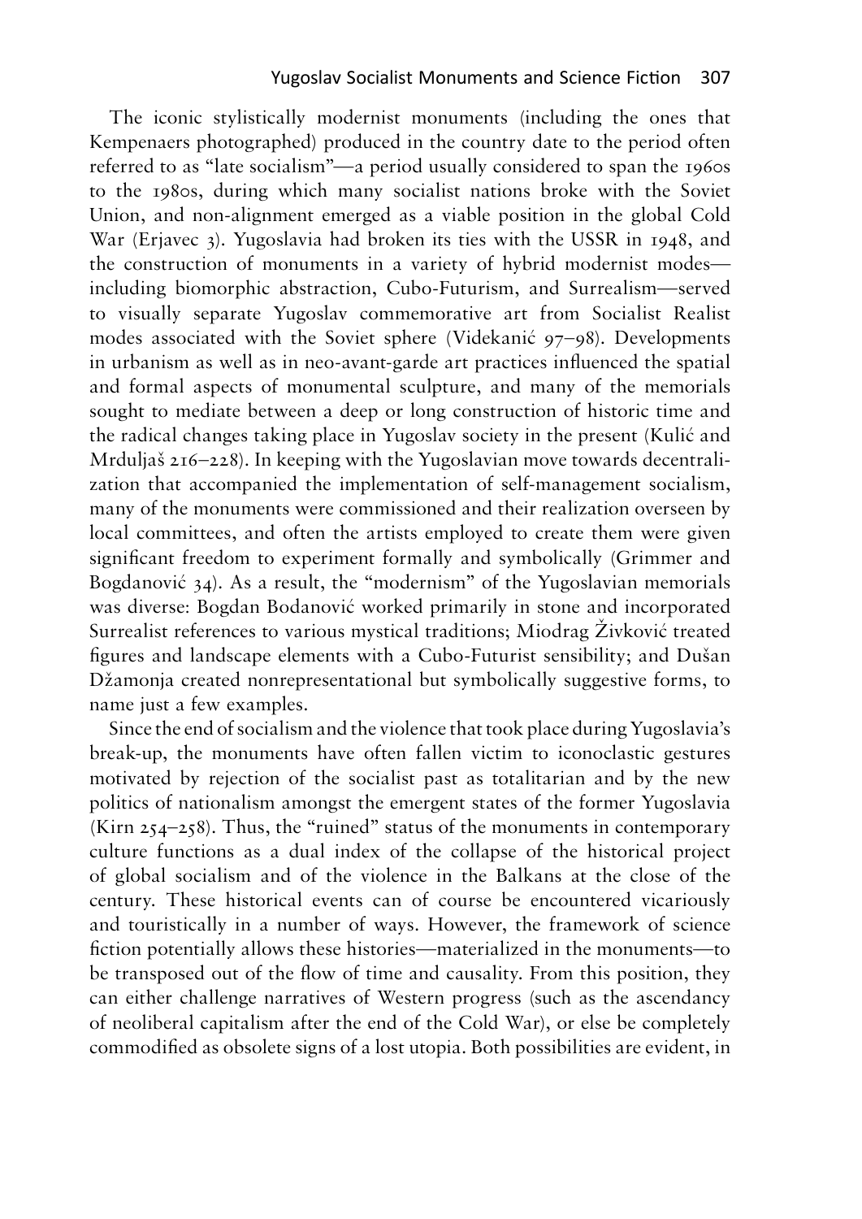The iconic stylistically modernist monuments (including the ones that Kempenaers photographed) produced in the country date to the period often referred to as "late socialism"—a period usually considered to span the 1960s to the 1980s, during which many socialist nations broke with the Soviet Union, and non-alignment emerged as a viable position in the global Cold War (Erjavec 3). Yugoslavia had broken its ties with the USSR in 1948, and the construction of monuments in a variety of hybrid modernist modes—including biomorphic abstraction, Cubo-Futurism, and Surrealism—served to visually separate Yugoslav commemorative art from Socialist Realist modes associated with the Soviet sphere (Videkanić 97–98). Developments in urbanism as well as in neo-avant-garde art practices influenced the spatial and formal aspects of monumental sculpture, and many of the memorials sought to mediate between a deep or long construction of historic time and the radical changes taking place in Yugoslav society in the present (Kulić and Mrduljaš 216–228). In keeping with the Yugoslavian move towards decentralization that accompanied the implementation of self-management socialism, many of the monuments were commissioned and their realization overseen by local committees, and often the artists employed to create them were given significant freedom to experiment formally and symbolically (Grimmer and Bogdanović 34). As a result, the "modernism" of the Yugoslavian memorials was diverse: Bogdan Bodanović worked primarily in stone and incorporated Surrealist references to various mystical traditions; Miodrag Živković treated figures and landscape elements with a Cubo-Futurist sensibility; and Dušan Džamonja created nonrepresentational but symbolically suggestive forms, to name just a few examples.

Since the end of socialism and the violence that took place during Yugoslavia's break-up, the monuments have often fallen victim to iconoclastic gestures motivated by rejection of the socialist past as totalitarian and by the new politics of nationalism amongst the emergent states of the former Yugoslavia (Kirn 254–258). Thus, the "ruined" status of the monuments in contemporary culture functions as a dual index of the collapse of the historical project of global socialism and of the violence in the Balkans at the close of the century. These historical events can of course be encountered vicariously and touristically in a number of ways. However, the framework of science fiction potentially allows these histories—materialized in the monuments—to be transposed out of the flow of time and causality. From this position, they can either challenge narratives of Western progress (such as the ascendancy of neoliberal capitalism after the end of the Cold War), or else be completely commodified as obsolete signs of a lost utopia. Both possibilities are evident, in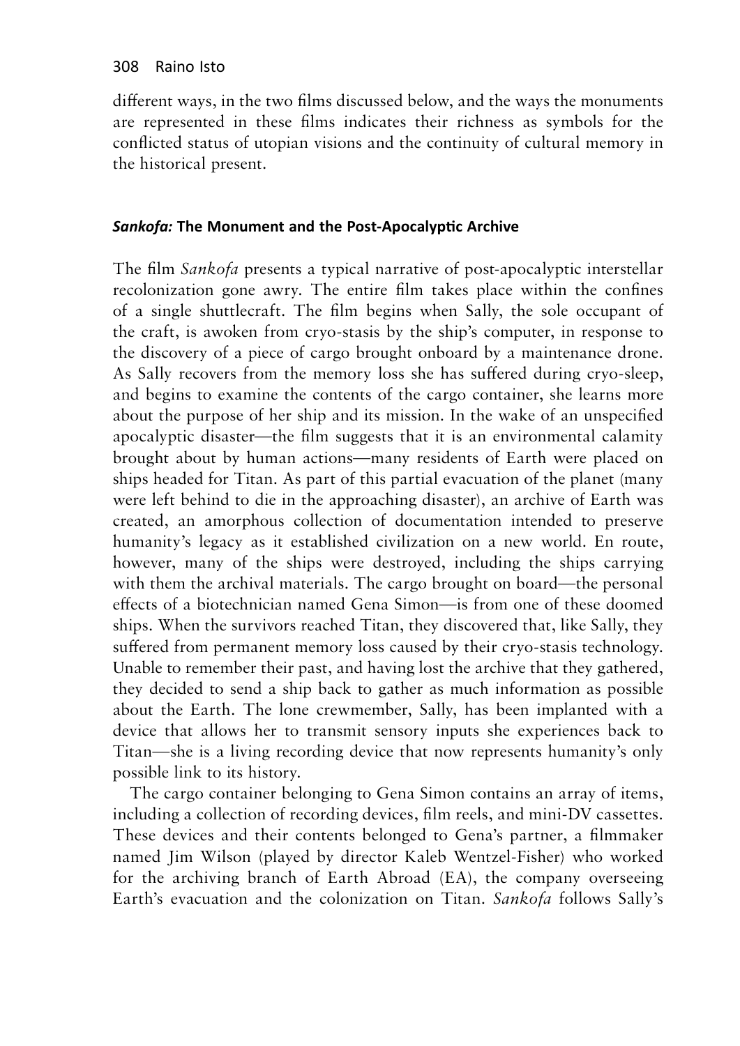different ways, in the two films discussed below, and the ways the monuments are represented in these films indicates their richness as symbols for the conflicted status of utopian visions and the continuity of cultural memory in the historical present.

### ***Sankofa:*** **The Monument and the Post-Apocalyptic Archive**

The film *Sankofa* presents a typical narrative of post-apocalyptic interstellar recolonization gone awry. The entire film takes place within the confines of a single shuttlecraft. The film begins when Sally, the sole occupant of the craft, is awoken from cryo-stasis by the ship's computer, in response to the discovery of a piece of cargo brought onboard by a maintenance drone. As Sally recovers from the memory loss she has suffered during cryo-sleep, and begins to examine the contents of the cargo container, she learns more about the purpose of her ship and its mission. In the wake of an unspecified apocalyptic disaster—the film suggests that it is an environmental calamity brought about by human actions—many residents of Earth were placed on ships headed for Titan. As part of this partial evacuation of the planet (many were left behind to die in the approaching disaster), an archive of Earth was created, an amorphous collection of documentation intended to preserve humanity's legacy as it established civilization on a new world. En route, however, many of the ships were destroyed, including the ships carrying with them the archival materials. The cargo brought on board—the personal effects of a biotechnician named Gena Simon—is from one of these doomed ships. When the survivors reached Titan, they discovered that, like Sally, they suffered from permanent memory loss caused by their cryo-stasis technology. Unable to remember their past, and having lost the archive that they gathered, they decided to send a ship back to gather as much information as possible about the Earth. The lone crewmember, Sally, has been implanted with a device that allows her to transmit sensory inputs she experiences back to Titan—she is a living recording device that now represents humanity's only possible link to its history.

The cargo container belonging to Gena Simon contains an array of items, including a collection of recording devices, film reels, and mini-DV cassettes. These devices and their contents belonged to Gena's partner, a filmmaker named Jim Wilson (played by director Kaleb Wentzel-Fisher) who worked for the archiving branch of Earth Abroad (EA), the company overseeing Earth's evacuation and the colonization on Titan. *Sankofa* follows Sally's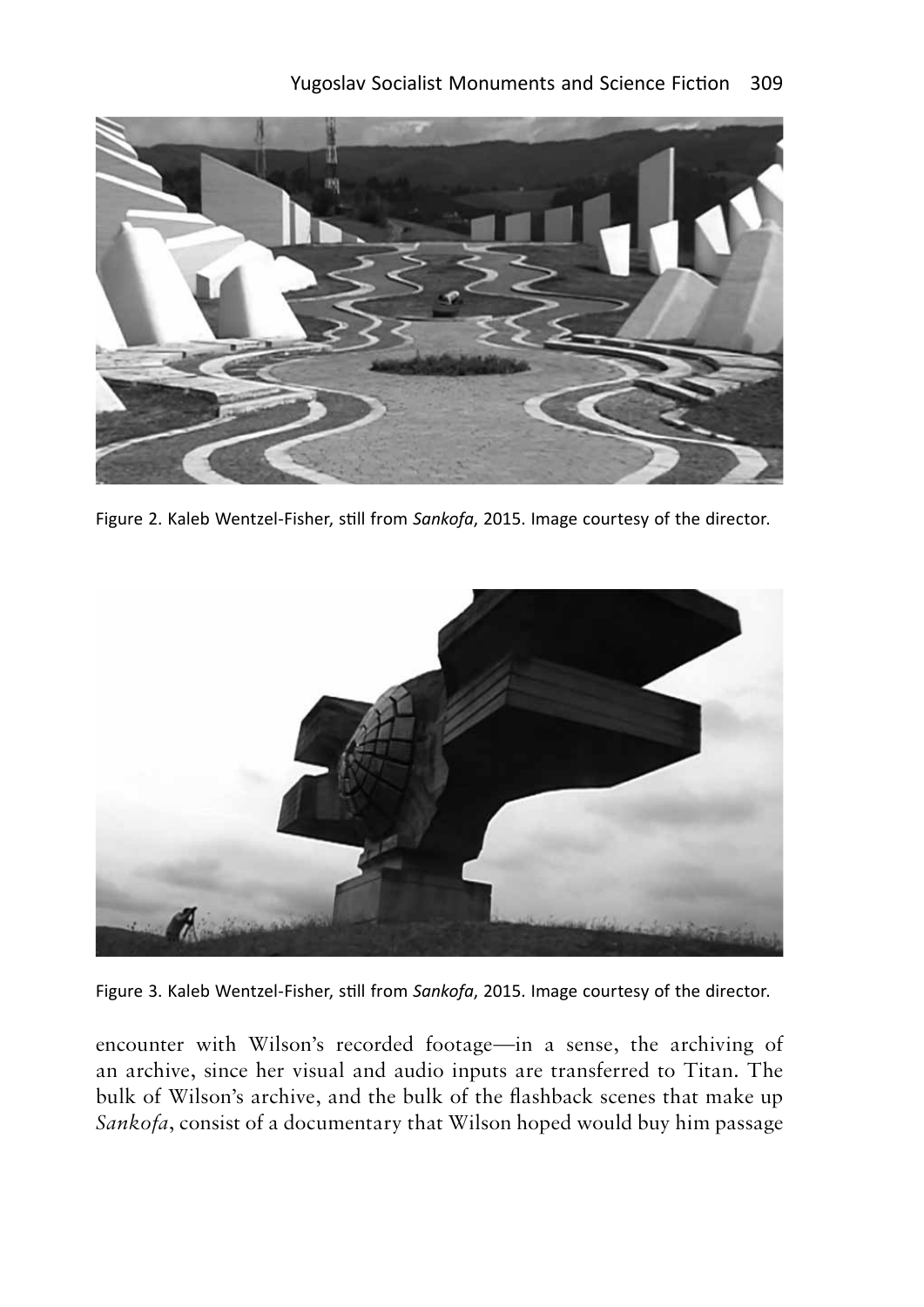Figure 2. Kaleb Wentzel-Fisher, still from *Sankofa*, 2015. Image courtesy of the director.

Figure 3. Kaleb Wentzel-Fisher, still from *Sankofa*, 2015. Image courtesy of the director.

encounter with Wilson's recorded footage—in a sense, the archiving of an archive, since her visual and audio inputs are transferred to Titan. The bulk of Wilson's archive, and the bulk of the flashback scenes that make up *Sankofa*, consist of a documentary that Wilson hoped would buy him passage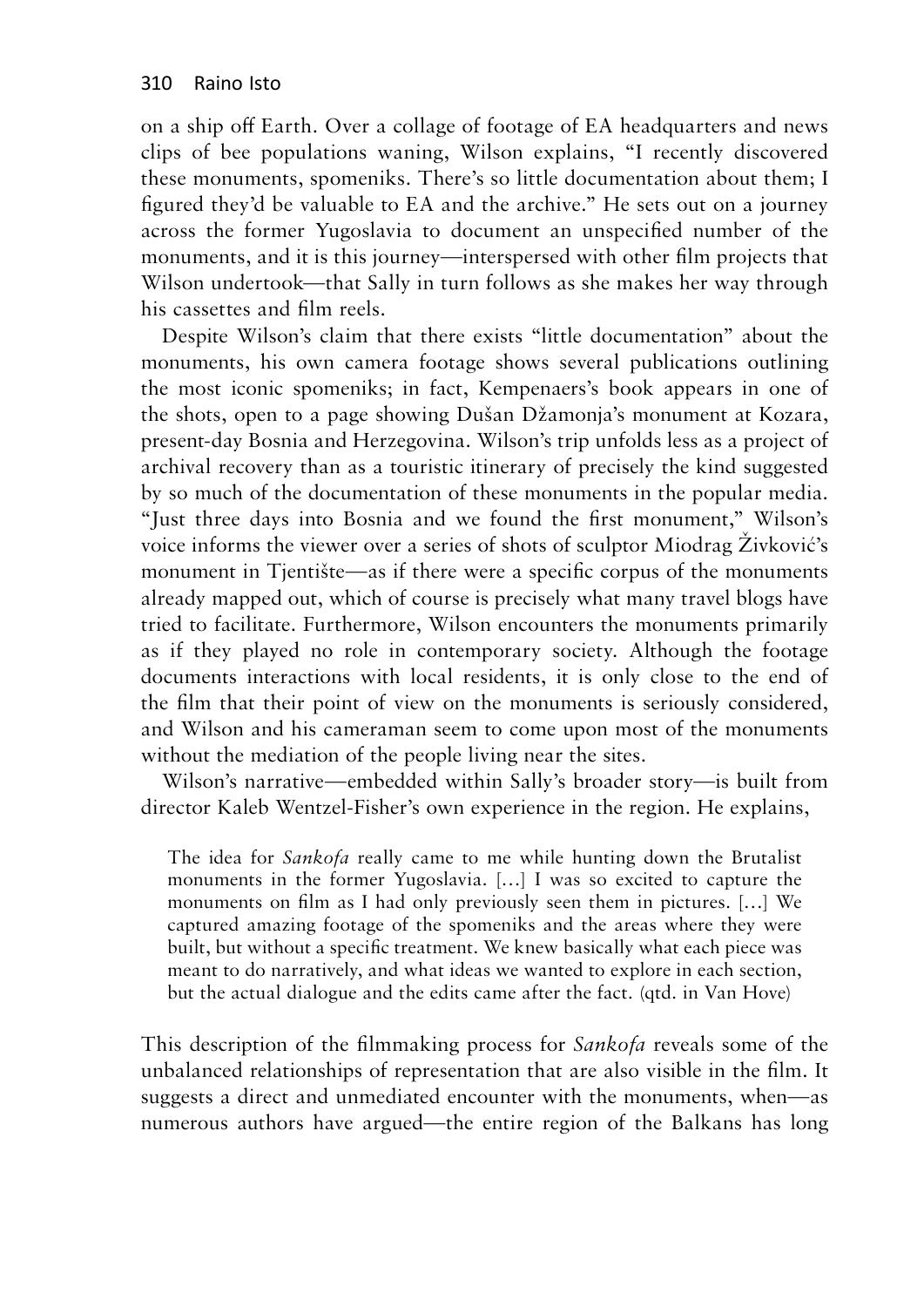on a ship off Earth. Over a collage of footage of EA headquarters and news clips of bee populations waning, Wilson explains, "I recently discovered these monuments, spomeniks. There's so little documentation about them; I figured they'd be valuable to EA and the archive." He sets out on a journey across the former Yugoslavia to document an unspecified number of the monuments, and it is this journey—interspersed with other film projects that Wilson undertook—that Sally in turn follows as she makes her way through his cassettes and film reels.

Despite Wilson's claim that there exists "little documentation" about the monuments, his own camera footage shows several publications outlining the most iconic spomeniks; in fact, Kempenaers's book appears in one of the shots, open to a page showing Dušan Džamonja's monument at Kozara, present-day Bosnia and Herzegovina. Wilson's trip unfolds less as a project of archival recovery than as a touristic itinerary of precisely the kind suggested by so much of the documentation of these monuments in the popular media. "Just three days into Bosnia and we found the first monument," Wilson's voice informs the viewer over a series of shots of sculptor Miodrag Živković's monument in Tjentište—as if there were a specific corpus of the monuments already mapped out, which of course is precisely what many travel blogs have tried to facilitate. Furthermore, Wilson encounters the monuments primarily as if they played no role in contemporary society. Although the footage documents interactions with local residents, it is only close to the end of the film that their point of view on the monuments is seriously considered, and Wilson and his cameraman seem to come upon most of the monuments without the mediation of the people living near the sites.

Wilson's narrative—embedded within Sally's broader story—is built from director Kaleb Wentzel-Fisher's own experience in the region. He explains,

> The idea for *Sankofa* really came to me while hunting down the Brutalist monuments in the former Yugoslavia. [...] I was so excited to capture the monuments on film as I had only previously seen them in pictures. [...] We captured amazing footage of the spomeniks and the areas where they were built, but without a specific treatment. We knew basically what each piece was meant to do narratively, and what ideas we wanted to explore in each section, but the actual dialogue and the edits came after the fact. (qtd. in Van Hove)

This description of the filmmaking process for *Sankofa* reveals some of the unbalanced relationships of representation that are also visible in the film. It suggests a direct and unmediated encounter with the monuments, when—as numerous authors have argued—the entire region of the Balkans has long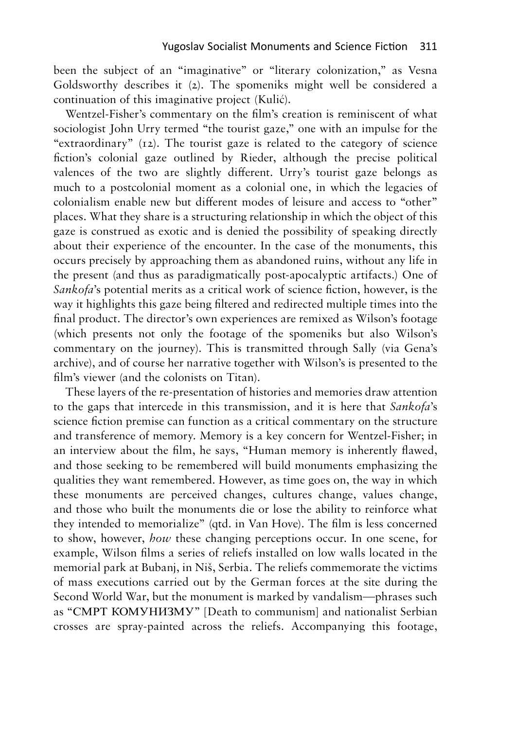been the subject of an "imaginative" or "literary colonization," as Vesna Goldsworthy describes it (2). The spomeniks might well be considered a continuation of this imaginative project (Kulić).

Wentzel-Fisher's commentary on the film's creation is reminiscent of what sociologist John Urry termed "the tourist gaze," one with an impulse for the "extraordinary" (12). The tourist gaze is related to the category of science fiction's colonial gaze outlined by Rieder, although the precise political valences of the two are slightly different. Urry's tourist gaze belongs as much to a postcolonial moment as a colonial one, in which the legacies of colonialism enable new but different modes of leisure and access to "other" places. What they share is a structuring relationship in which the object of this gaze is construed as exotic and is denied the possibility of speaking directly about their experience of the encounter. In the case of the monuments, this occurs precisely by approaching them as abandoned ruins, without any life in the present (and thus as paradigmatically post-apocalyptic artifacts.) One of *Sankofa*'s potential merits as a critical work of science fiction, however, is the way it highlights this gaze being filtered and redirected multiple times into the final product. The director's own experiences are remixed as Wilson's footage (which presents not only the footage of the spomeniks but also Wilson's commentary on the journey). This is transmitted through Sally (via Gena's archive), and of course her narrative together with Wilson's is presented to the film's viewer (and the colonists on Titan).

These layers of the re-presentation of histories and memories draw attention to the gaps that intercede in this transmission, and it is here that *Sankofa*'s science fiction premise can function as a critical commentary on the structure and transference of memory. Memory is a key concern for Wentzel-Fisher; in an interview about the film, he says, "Human memory is inherently flawed, and those seeking to be remembered will build monuments emphasizing the qualities they want remembered. However, as time goes on, the way in which these monuments are perceived changes, cultures change, values change, and those who built the monuments die or lose the ability to reinforce what they intended to memorialize" (qtd. in Van Hove). The film is less concerned to show, however, *how* these changing perceptions occur. In one scene, for example, Wilson films a series of reliefs installed on low walls located in the memorial park at Bubanj, in Niš, Serbia. The reliefs commemorate the victims of mass executions carried out by the German forces at the site during the Second World War, but the monument is marked by vandalism—phrases such as "СМРТ КОМУНИЗМУ" [Death to communism] and nationalist Serbian crosses are spray-painted across the reliefs. Accompanying this footage,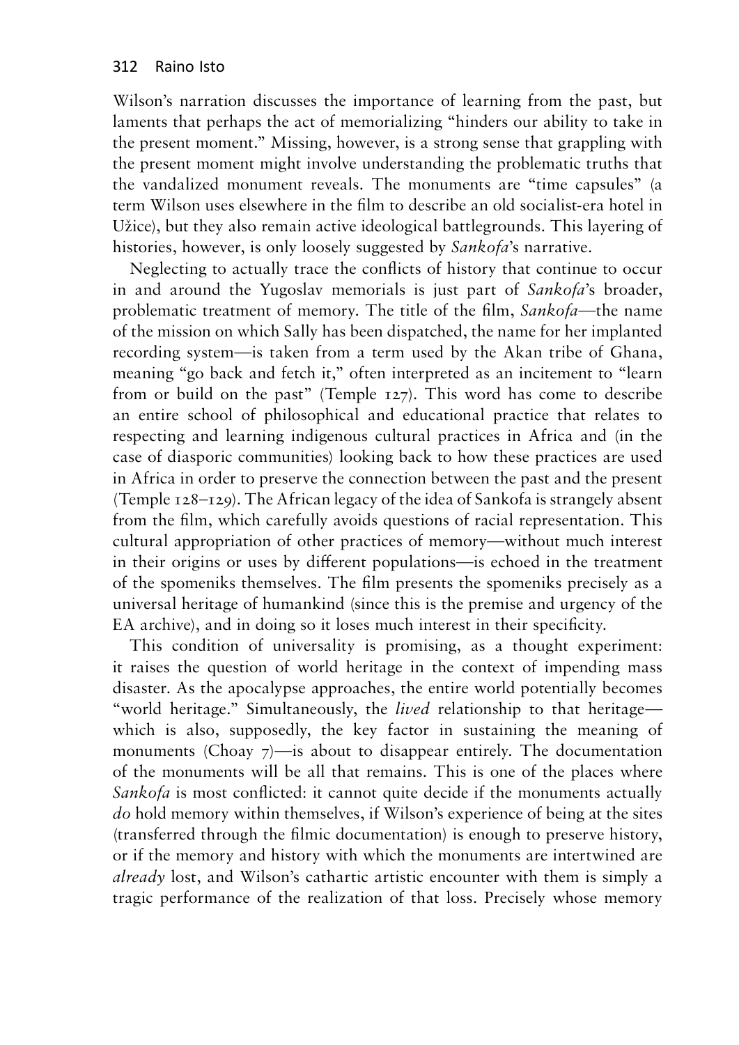Wilson's narration discusses the importance of learning from the past, but laments that perhaps the act of memorializing "hinders our ability to take in the present moment." Missing, however, is a strong sense that grappling with the present moment might involve understanding the problematic truths that the vandalized monument reveals. The monuments are "time capsules" (a term Wilson uses elsewhere in the film to describe an old socialist-era hotel in Užice), but they also remain active ideological battlegrounds. This layering of histories, however, is only loosely suggested by *Sankofa*'s narrative.

Neglecting to actually trace the conflicts of history that continue to occur in and around the Yugoslav memorials is just part of *Sankofa*'s broader, problematic treatment of memory. The title of the film, *Sankofa*—the name of the mission on which Sally has been dispatched, the name for her implanted recording system—is taken from a term used by the Akan tribe of Ghana, meaning "go back and fetch it," often interpreted as an incitement to "learn from or build on the past" (Temple 127). This word has come to describe an entire school of philosophical and educational practice that relates to respecting and learning indigenous cultural practices in Africa and (in the case of diasporic communities) looking back to how these practices are used in Africa in order to preserve the connection between the past and the present (Temple 128–129). The African legacy of the idea of Sankofa is strangely absent from the film, which carefully avoids questions of racial representation. This cultural appropriation of other practices of memory—without much interest in their origins or uses by different populations—is echoed in the treatment of the spomeniks themselves. The film presents the spomeniks precisely as a universal heritage of humankind (since this is the premise and urgency of the EA archive), and in doing so it loses much interest in their specificity.

This condition of universality is promising, as a thought experiment: it raises the question of world heritage in the context of impending mass disaster. As the apocalypse approaches, the entire world potentially becomes "world heritage." Simultaneously, the *lived* relationship to that heritage—which is also, supposedly, the key factor in sustaining the meaning of monuments (Choay 7)—is about to disappear entirely. The documentation of the monuments will be all that remains. This is one of the places where *Sankofa* is most conflicted: it cannot quite decide if the monuments actually *do* hold memory within themselves, if Wilson's experience of being at the sites (transferred through the filmic documentation) is enough to preserve history, or if the memory and history with which the monuments are intertwined are *already* lost, and Wilson's cathartic artistic encounter with them is simply a tragic performance of the realization of that loss. Precisely whose memory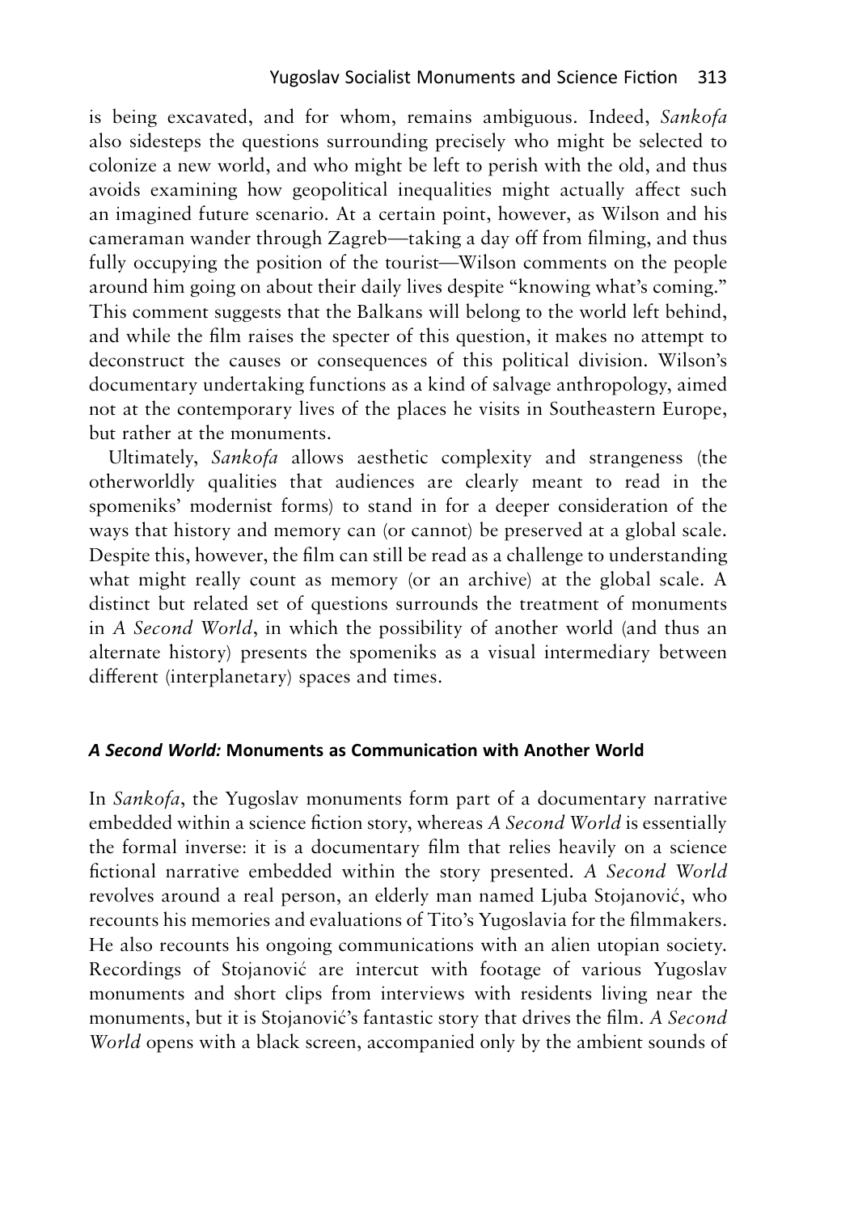is being excavated, and for whom, remains ambiguous. Indeed, *Sankofa* also sidesteps the questions surrounding precisely who might be selected to colonize a new world, and who might be left to perish with the old, and thus avoids examining how geopolitical inequalities might actually affect such an imagined future scenario. At a certain point, however, as Wilson and his cameraman wander through Zagreb—taking a day off from filming, and thus fully occupying the position of the tourist—Wilson comments on the people around him going on about their daily lives despite "knowing what's coming." This comment suggests that the Balkans will belong to the world left behind, and while the film raises the specter of this question, it makes no attempt to deconstruct the causes or consequences of this political division. Wilson's documentary undertaking functions as a kind of salvage anthropology, aimed not at the contemporary lives of the places he visits in Southeastern Europe, but rather at the monuments.

Ultimately, *Sankofa* allows aesthetic complexity and strangeness (the otherworldly qualities that audiences are clearly meant to read in the spomeniks' modernist forms) to stand in for a deeper consideration of the ways that history and memory can (or cannot) be preserved at a global scale. Despite this, however, the film can still be read as a challenge to understanding what might really count as memory (or an archive) at the global scale. A distinct but related set of questions surrounds the treatment of monuments in *A Second World*, in which the possibility of another world (and thus an alternate history) presents the spomeniks as a visual intermediary between different (interplanetary) spaces and times.

### *A Second World:* Monuments as Communication with Another World

In *Sankofa*, the Yugoslav monuments form part of a documentary narrative embedded within a science fiction story, whereas *A Second World* is essentially the formal inverse: it is a documentary film that relies heavily on a science fictional narrative embedded within the story presented. *A Second World* revolves around a real person, an elderly man named Ljuba Stojanović, who recounts his memories and evaluations of Tito's Yugoslavia for the filmmakers. He also recounts his ongoing communications with an alien utopian society. Recordings of Stojanović are intercut with footage of various Yugoslav monuments and short clips from interviews with residents living near the monuments, but it is Stojanović's fantastic story that drives the film. *A Second World* opens with a black screen, accompanied only by the ambient sounds of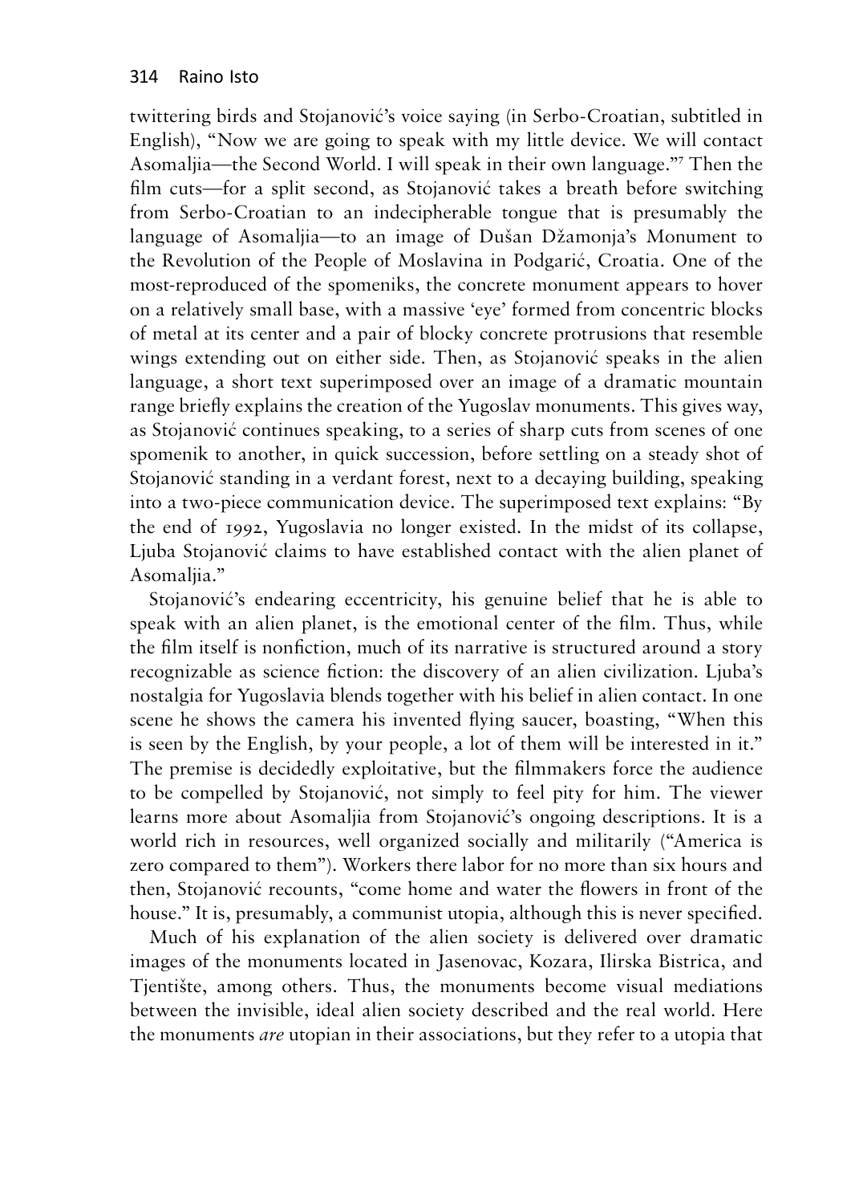twittering birds and Stojanović's voice saying (in Serbo-Croatian, subtitled in English), "Now we are going to speak with my little device. We will contact Asomaljia—the Second World. I will speak in their own language."[7] Then the film cuts—for a split second, as Stojanović takes a breath before switching from Serbo-Croatian to an indecipherable tongue that is presumably the language of Asomaljia—to an image of Dušan Džamonja's Monument to the Revolution of the People of Moslavina in Podgarić, Croatia. One of the most-reproduced of the spomeniks, the concrete monument appears to hover on a relatively small base, with a massive 'eye' formed from concentric blocks of metal at its center and a pair of blocky concrete protrusions that resemble wings extending out on either side. Then, as Stojanović speaks in the alien language, a short text superimposed over an image of a dramatic mountain range briefly explains the creation of the Yugoslav monuments. This gives way, as Stojanović continues speaking, to a series of sharp cuts from scenes of one spomenik to another, in quick succession, before settling on a steady shot of Stojanović standing in a verdant forest, next to a decaying building, speaking into a two-piece communication device. The superimposed text explains: "By the end of 1992, Yugoslavia no longer existed. In the midst of its collapse, Ljuba Stojanović claims to have established contact with the alien planet of Asomaljia."

Stojanović's endearing eccentricity, his genuine belief that he is able to speak with an alien planet, is the emotional center of the film. Thus, while the film itself is nonfiction, much of its narrative is structured around a story recognizable as science fiction: the discovery of an alien civilization. Ljuba's nostalgia for Yugoslavia blends together with his belief in alien contact. In one scene he shows the camera his invented flying saucer, boasting, "When this is seen by the English, by your people, a lot of them will be interested in it." The premise is decidedly exploitative, but the filmmakers force the audience to be compelled by Stojanović, not simply to feel pity for him. The viewer learns more about Asomaljia from Stojanović's ongoing descriptions. It is a world rich in resources, well organized socially and militarily ("America is zero compared to them"). Workers there labor for no more than six hours and then, Stojanović recounts, "come home and water the flowers in front of the house." It is, presumably, a communist utopia, although this is never specified.

Much of his explanation of the alien society is delivered over dramatic images of the monuments located in Jasenovac, Kozara, Ilirska Bistrica, and Tjentište, among others. Thus, the monuments become visual mediations between the invisible, ideal alien society described and the real world. Here the monuments *are* utopian in their associations, but they refer to a utopia that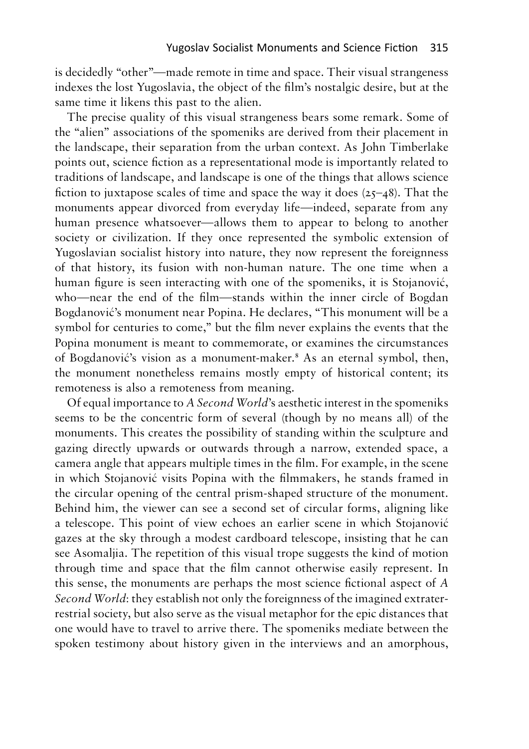is decidedly "other"—made remote in time and space. Their visual strangeness indexes the lost Yugoslavia, the object of the film's nostalgic desire, but at the same time it likens this past to the alien.

The precise quality of this visual strangeness bears some remark. Some of the "alien" associations of the spomeniks are derived from their placement in the landscape, their separation from the urban context. As John Timberlake points out, science fiction as a representational mode is importantly related to traditions of landscape, and landscape is one of the things that allows science fiction to juxtapose scales of time and space the way it does (25–48). That the monuments appear divorced from everyday life—indeed, separate from any human presence whatsoever—allows them to appear to belong to another society or civilization. If they once represented the symbolic extension of Yugoslavian socialist history into nature, they now represent the foreignness of that history, its fusion with non-human nature. The one time when a human figure is seen interacting with one of the spomeniks, it is Stojanović, who—near the end of the film—stands within the inner circle of Bogdan Bogdanović's monument near Popina. He declares, "This monument will be a symbol for centuries to come," but the film never explains the events that the Popina monument is meant to commemorate, or examines the circumstances of Bogdanović's vision as a monument-maker.[8] As an eternal symbol, then, the monument nonetheless remains mostly empty of historical content; its remoteness is also a remoteness from meaning.

Of equal importance to *A Second World*'s aesthetic interest in the spomeniks seems to be the concentric form of several (though by no means all) of the monuments. This creates the possibility of standing within the sculpture and gazing directly upwards or outwards through a narrow, extended space, a camera angle that appears multiple times in the film. For example, in the scene in which Stojanović visits Popina with the filmmakers, he stands framed in the circular opening of the central prism-shaped structure of the monument. Behind him, the viewer can see a second set of circular forms, aligning like a telescope. This point of view echoes an earlier scene in which Stojanović gazes at the sky through a modest cardboard telescope, insisting that he can see Asomaljia. The repetition of this visual trope suggests the kind of motion through time and space that the film cannot otherwise easily represent. In this sense, the monuments are perhaps the most science fictional aspect of *A Second World*: they establish not only the foreignness of the imagined extraterrestrial society, but also serve as the visual metaphor for the epic distances that one would have to travel to arrive there. The spomeniks mediate between the spoken testimony about history given in the interviews and an amorphous,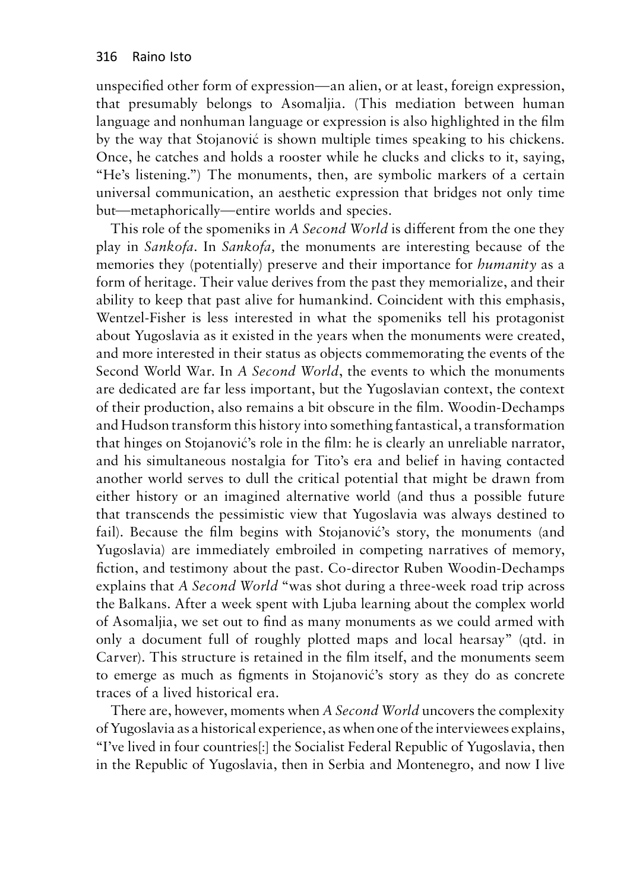unspecified other form of expression—an alien, or at least, foreign expression, that presumably belongs to Asomaljia. (This mediation between human language and nonhuman language or expression is also highlighted in the film by the way that Stojanović is shown multiple times speaking to his chickens. Once, he catches and holds a rooster while he clucks and clicks to it, saying, "He's listening.") The monuments, then, are symbolic markers of a certain universal communication, an aesthetic expression that bridges not only time but—metaphorically—entire worlds and species.

This role of the spomeniks in *A Second World* is different from the one they play in *Sankofa*. In *Sankofa,* the monuments are interesting because of the memories they (potentially) preserve and their importance for *humanity* as a form of heritage. Their value derives from the past they memorialize, and their ability to keep that past alive for humankind. Coincident with this emphasis, Wentzel-Fisher is less interested in what the spomeniks tell his protagonist about Yugoslavia as it existed in the years when the monuments were created, and more interested in their status as objects commemorating the events of the Second World War. In *A Second World*, the events to which the monuments are dedicated are far less important, but the Yugoslavian context, the context of their production, also remains a bit obscure in the film. Woodin-Dechamps and Hudson transform this history into something fantastical, a transformation that hinges on Stojanović's role in the film: he is clearly an unreliable narrator, and his simultaneous nostalgia for Tito's era and belief in having contacted another world serves to dull the critical potential that might be drawn from either history or an imagined alternative world (and thus a possible future that transcends the pessimistic view that Yugoslavia was always destined to fail). Because the film begins with Stojanović's story, the monuments (and Yugoslavia) are immediately embroiled in competing narratives of memory, fiction, and testimony about the past. Co-director Ruben Woodin-Dechamps explains that *A Second World* "was shot during a three-week road trip across the Balkans. After a week spent with Ljuba learning about the complex world of Asomaljia, we set out to find as many monuments as we could armed with only a document full of roughly plotted maps and local hearsay" (qtd. in Carver). This structure is retained in the film itself, and the monuments seem to emerge as much as figments in Stojanović's story as they do as concrete traces of a lived historical era.

There are, however, moments when *A Second World* uncovers the complexity of Yugoslavia as a historical experience, as when one of the interviewees explains, "I've lived in four countries[:] the Socialist Federal Republic of Yugoslavia, then in the Republic of Yugoslavia, then in Serbia and Montenegro, and now I live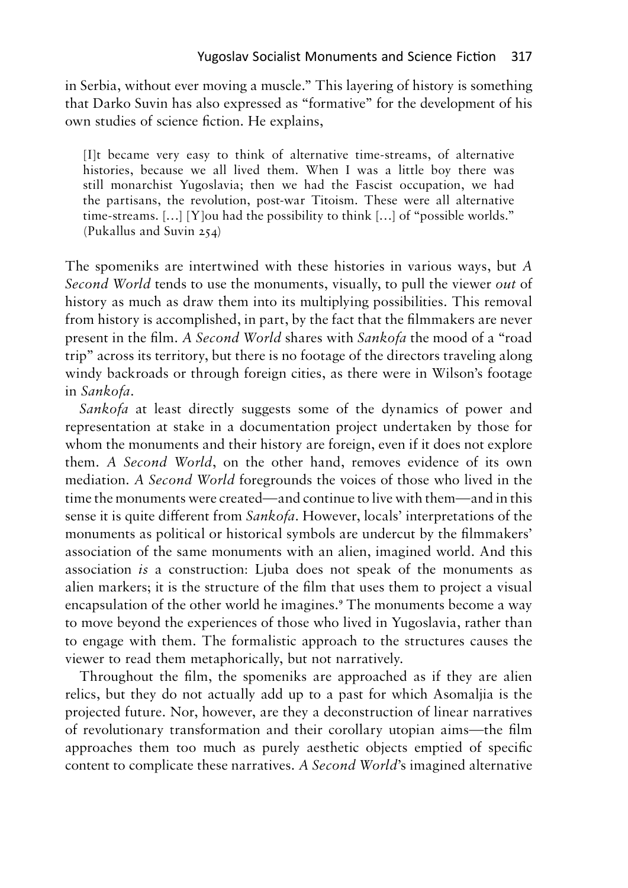in Serbia, without ever moving a muscle." This layering of history is something that Darko Suvin has also expressed as "formative" for the development of his own studies of science fiction. He explains,

> [I]t became very easy to think of alternative time-streams, of alternative histories, because we all lived them. When I was a little boy there was still monarchist Yugoslavia; then we had the Fascist occupation, we had the partisans, the revolution, post-war Titoism. These were all alternative time-streams. [...] [Y]ou had the possibility to think [...] of "possible worlds." (Pukallus and Suvin 254)

The spomeniks are intertwined with these histories in various ways, but *A Second World* tends to use the monuments, visually, to pull the viewer *out* of history as much as draw them into its multiplying possibilities. This removal from history is accomplished, in part, by the fact that the filmmakers are never present in the film. *A Second World* shares with *Sankofa* the mood of a "road trip" across its territory, but there is no footage of the directors traveling along windy backroads or through foreign cities, as there were in Wilson's footage in *Sankofa*.

*Sankofa* at least directly suggests some of the dynamics of power and representation at stake in a documentation project undertaken by those for whom the monuments and their history are foreign, even if it does not explore them. *A Second World*, on the other hand, removes evidence of its own mediation. *A Second World* foregrounds the voices of those who lived in the time the monuments were created—and continue to live with them—and in this sense it is quite different from *Sankofa*. However, locals' interpretations of the monuments as political or historical symbols are undercut by the filmmakers' association of the same monuments with an alien, imagined world. And this association *is* a construction: Ljuba does not speak of the monuments as alien markers; it is the structure of the film that uses them to project a visual encapsulation of the other world he imagines.[9] The monuments become a way to move beyond the experiences of those who lived in Yugoslavia, rather than to engage with them. The formalistic approach to the structures causes the viewer to read them metaphorically, but not narratively.

Throughout the film, the spomeniks are approached as if they are alien relics, but they do not actually add up to a past for which Asomaljia is the projected future. Nor, however, are they a deconstruction of linear narratives of revolutionary transformation and their corollary utopian aims—the film approaches them too much as purely aesthetic objects emptied of specific content to complicate these narratives. *A Second World*'s imagined alternative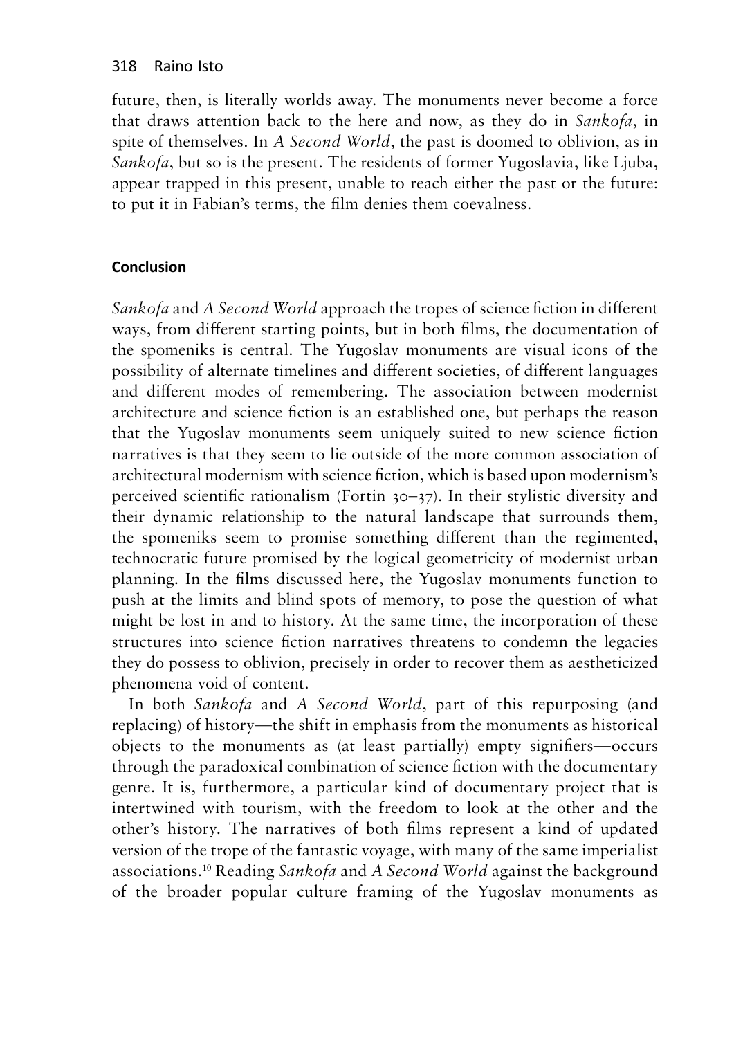future, then, is literally worlds away. The monuments never become a force that draws attention back to the here and now, as they do in *Sankofa*, in spite of themselves. In *A Second World*, the past is doomed to oblivion, as in *Sankofa*, but so is the present. The residents of former Yugoslavia, like Ljuba, appear trapped in this present, unable to reach either the past or the future: to put it in Fabian's terms, the film denies them coevalness.

## Conclusion

*Sankofa* and *A Second World* approach the tropes of science fiction in different ways, from different starting points, but in both films, the documentation of the spomeniks is central. The Yugoslav monuments are visual icons of the possibility of alternate timelines and different societies, of different languages and different modes of remembering. The association between modernist architecture and science fiction is an established one, but perhaps the reason that the Yugoslav monuments seem uniquely suited to new science fiction narratives is that they seem to lie outside of the more common association of architectural modernism with science fiction, which is based upon modernism's perceived scientific rationalism (Fortin 30–37). In their stylistic diversity and their dynamic relationship to the natural landscape that surrounds them, the spomeniks seem to promise something different than the regimented, technocratic future promised by the logical geometricity of modernist urban planning. In the films discussed here, the Yugoslav monuments function to push at the limits and blind spots of memory, to pose the question of what might be lost in and to history. At the same time, the incorporation of these structures into science fiction narratives threatens to condemn the legacies they do possess to oblivion, precisely in order to recover them as aestheticized phenomena void of content.

In both *Sankofa* and *A Second World*, part of this repurposing (and replacing) of history—the shift in emphasis from the monuments as historical objects to the monuments as (at least partially) empty signifiers—occurs through the paradoxical combination of science fiction with the documentary genre. It is, furthermore, a particular kind of documentary project that is intertwined with tourism, with the freedom to look at the other and the other's history. The narratives of both films represent a kind of updated version of the trope of the fantastic voyage, with many of the same imperialist associations.[10] Reading *Sankofa* and *A Second World* against the background of the broader popular culture framing of the Yugoslav monuments as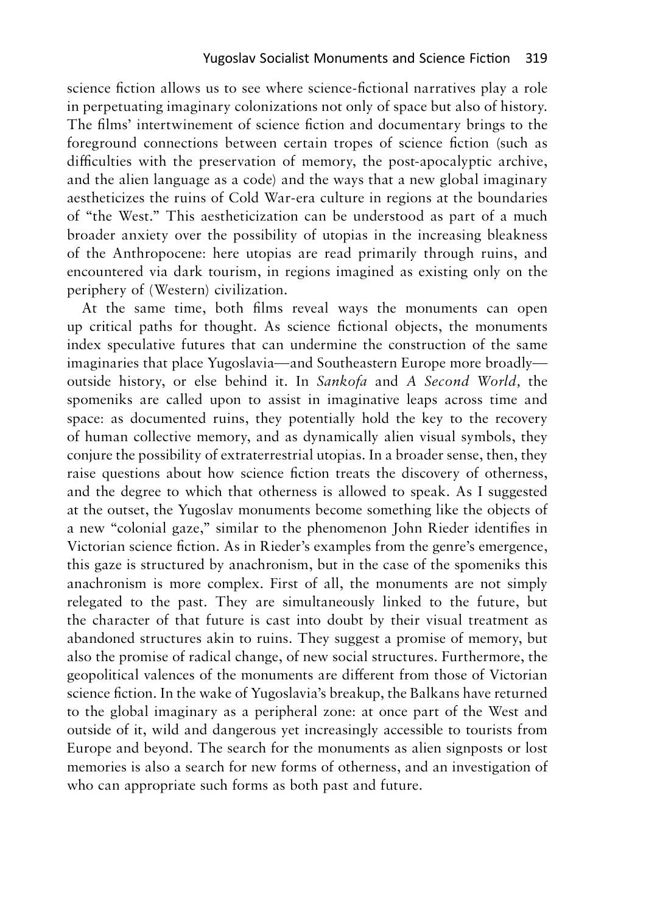science fiction allows us to see where science-fictional narratives play a role in perpetuating imaginary colonizations not only of space but also of history. The films' intertwinement of science fiction and documentary brings to the foreground connections between certain tropes of science fiction (such as difficulties with the preservation of memory, the post-apocalyptic archive, and the alien language as a code) and the ways that a new global imaginary aestheticizes the ruins of Cold War-era culture in regions at the boundaries of "the West." This aestheticization can be understood as part of a much broader anxiety over the possibility of utopias in the increasing bleakness of the Anthropocene: here utopias are read primarily through ruins, and encountered via dark tourism, in regions imagined as existing only on the periphery of (Western) civilization.

At the same time, both films reveal ways the monuments can open up critical paths for thought. As science fictional objects, the monuments index speculative futures that can undermine the construction of the same imaginaries that place Yugoslavia—and Southeastern Europe more broadly—outside history, or else behind it. In *Sankofa* and *A Second World,* the spomeniks are called upon to assist in imaginative leaps across time and space: as documented ruins, they potentially hold the key to the recovery of human collective memory, and as dynamically alien visual symbols, they conjure the possibility of extraterrestrial utopias. In a broader sense, then, they raise questions about how science fiction treats the discovery of otherness, and the degree to which that otherness is allowed to speak. As I suggested at the outset, the Yugoslav monuments become something like the objects of a new "colonial gaze," similar to the phenomenon John Rieder identifies in Victorian science fiction. As in Rieder's examples from the genre's emergence, this gaze is structured by anachronism, but in the case of the spomeniks this anachronism is more complex. First of all, the monuments are not simply relegated to the past. They are simultaneously linked to the future, but the character of that future is cast into doubt by their visual treatment as abandoned structures akin to ruins. They suggest a promise of memory, but also the promise of radical change, of new social structures. Furthermore, the geopolitical valences of the monuments are different from those of Victorian science fiction. In the wake of Yugoslavia's breakup, the Balkans have returned to the global imaginary as a peripheral zone: at once part of the West and outside of it, wild and dangerous yet increasingly accessible to tourists from Europe and beyond. The search for the monuments as alien signposts or lost memories is also a search for new forms of otherness, and an investigation of who can appropriate such forms as both past and future.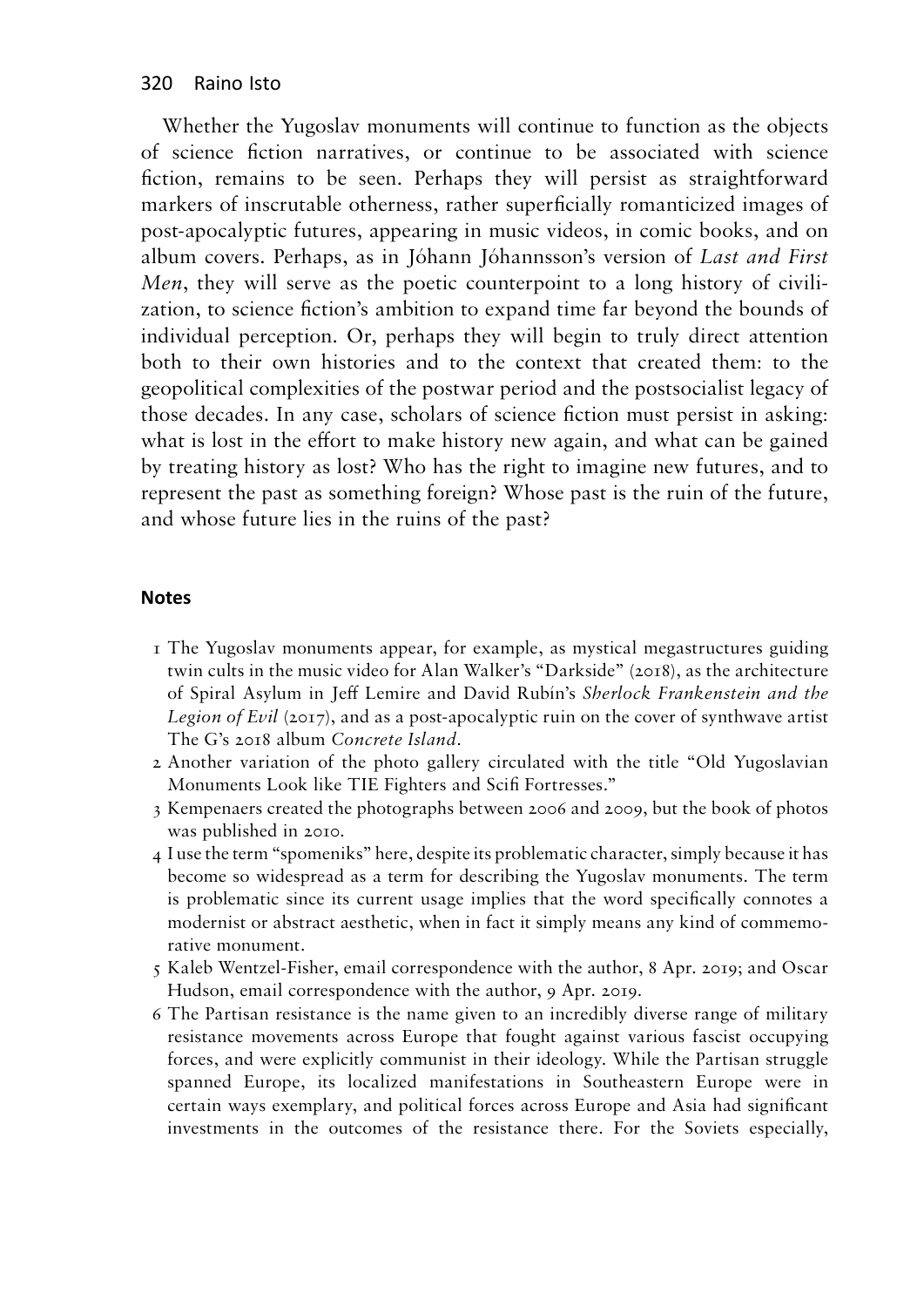Whether the Yugoslav monuments will continue to function as the objects of science fiction narratives, or continue to be associated with science fiction, remains to be seen. Perhaps they will persist as straightforward markers of inscrutable otherness, rather superficially romanticized images of post-apocalyptic futures, appearing in music videos, in comic books, and on album covers. Perhaps, as in Jóhann Jóhannsson's version of *Last and First Men*, they will serve as the poetic counterpoint to a long history of civilization, to science fiction's ambition to expand time far beyond the bounds of individual perception. Or, perhaps they will begin to truly direct attention both to their own histories and to the context that created them: to the geopolitical complexities of the postwar period and the postsocialist legacy of those decades. In any case, scholars of science fiction must persist in asking: what is lost in the effort to make history new again, and what can be gained by treating history as lost? Who has the right to imagine new futures, and to represent the past as something foreign? Whose past is the ruin of the future, and whose future lies in the ruins of the past?

## Notes

1 The Yugoslav monuments appear, for example, as mystical megastructures guiding twin cults in the music video for Alan Walker's "Darkside" (2018), as the architecture of Spiral Asylum in Jeff Lemire and David Rubín's *Sherlock Frankenstein and the Legion of Evil* (2017), and as a post-apocalyptic ruin on the cover of synthwave artist The G's 2018 album *Concrete Island*.

2 Another variation of the photo gallery circulated with the title "Old Yugoslavian Monuments Look like TIE Fighters and Scifi Fortresses."

3 Kempenaers created the photographs between 2006 and 2009, but the book of photos was published in 2010.

4 I use the term "spomeniks" here, despite its problematic character, simply because it has become so widespread as a term for describing the Yugoslav monuments. The term is problematic since its current usage implies that the word specifically connotes a modernist or abstract aesthetic, when in fact it simply means any kind of commemorative monument.

5 Kaleb Wentzel-Fisher, email correspondence with the author, 8 Apr. 2019; and Oscar Hudson, email correspondence with the author, 9 Apr. 2019.

6 The Partisan resistance is the name given to an incredibly diverse range of military resistance movements across Europe that fought against various fascist occupying forces, and were explicitly communist in their ideology. While the Partisan struggle spanned Europe, its localized manifestations in Southeastern Europe were in certain ways exemplary, and political forces across Europe and Asia had significant investments in the outcomes of the resistance there. For the Soviets especially,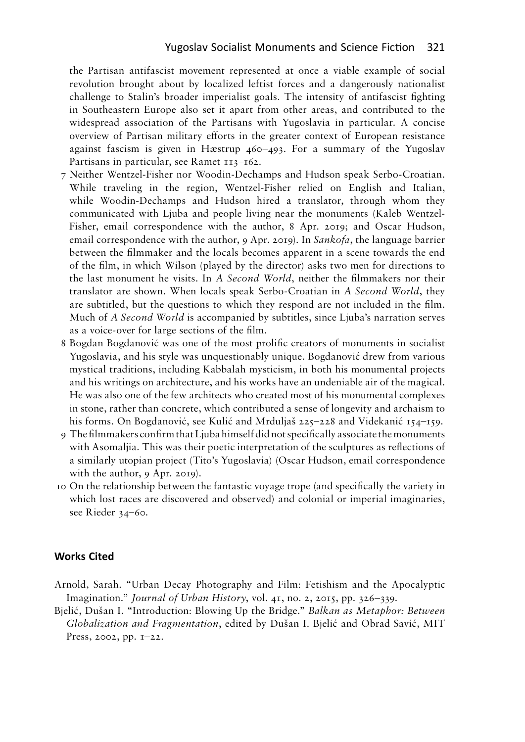the Partisan antifascist movement represented at once a viable example of social revolution brought about by localized leftist forces and a dangerously nationalist challenge to Stalin's broader imperialist goals. The intensity of antifascist fighting in Southeastern Europe also set it apart from other areas, and contributed to the widespread association of the Partisans with Yugoslavia in particular. A concise overview of Partisan military efforts in the greater context of European resistance against fascism is given in Hæstrup 460–493. For a summary of the Yugoslav Partisans in particular, see Ramet 113–162.

7 Neither Wentzel-Fisher nor Woodin-Dechamps and Hudson speak Serbo-Croatian. While traveling in the region, Wentzel-Fisher relied on English and Italian, while Woodin-Dechamps and Hudson hired a translator, through whom they communicated with Ljuba and people living near the monuments (Kaleb Wentzel-Fisher, email correspondence with the author, 8 Apr. 2019; and Oscar Hudson, email correspondence with the author, 9 Apr. 2019). In *Sankofa*, the language barrier between the filmmaker and the locals becomes apparent in a scene towards the end of the film, in which Wilson (played by the director) asks two men for directions to the last monument he visits. In *A Second World*, neither the filmmakers nor their translator are shown. When locals speak Serbo-Croatian in *A Second World*, they are subtitled, but the questions to which they respond are not included in the film. Much of *A Second World* is accompanied by subtitles, since Ljuba's narration serves as a voice-over for large sections of the film.

8 Bogdan Bogdanović was one of the most prolific creators of monuments in socialist Yugoslavia, and his style was unquestionably unique. Bogdanović drew from various mystical traditions, including Kabbalah mysticism, in both his monumental projects and his writings on architecture, and his works have an undeniable air of the magical. He was also one of the few architects who created most of his monumental complexes in stone, rather than concrete, which contributed a sense of longevity and archaism to his forms. On Bogdanović, see Kulić and Mrduljaš 225–228 and Videkanić 154–159.

9 The filmmakers confirm that Ljuba himself did not specifically associate the monuments with Asomaljia. This was their poetic interpretation of the sculptures as reflections of a similarly utopian project (Tito's Yugoslavia) (Oscar Hudson, email correspondence with the author, 9 Apr. 2019).

10 On the relationship between the fantastic voyage trope (and specifically the variety in which lost races are discovered and observed) and colonial or imperial imaginaries, see Rieder 34–60.

## Works Cited

Arnold, Sarah. "Urban Decay Photography and Film: Fetishism and the Apocalyptic Imagination." *Journal of Urban History*, vol. 41, no. 2, 2015, pp. 326–339.

Bjelić, Dušan I. "Introduction: Blowing Up the Bridge." *Balkan as Metaphor: Between Globalization and Fragmentation*, edited by Dušan I. Bjelić and Obrad Savić, MIT Press, 2002, pp. 1–22.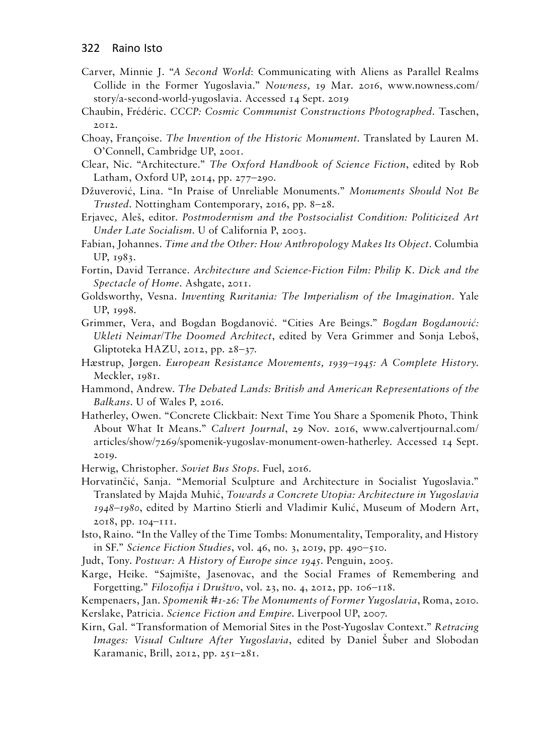Carver, Minnie J. "*A Second World*: Communicating with Aliens as Parallel Realms Collide in the Former Yugoslavia." *Nowness,* 19 Mar. 2016, www.nowness.com/story/a-second-world-yugoslavia. Accessed 14 Sept. 2019

Chaubin, Frédéric. *CCCP: Cosmic Communist Constructions Photographed*. Taschen, 2012.

Choay, Françoise. *The Invention of the Historic Monument*. Translated by Lauren M. O'Connell, Cambridge UP, 2001.

Clear, Nic. "Architecture." *The Oxford Handbook of Science Fiction*, edited by Rob Latham, Oxford UP, 2014, pp. 277–290.

Džuverović, Lina. "In Praise of Unreliable Monuments." *Monuments Should Not Be Trusted*. Nottingham Contemporary, 2016, pp. 8–28.

Erjavec, Aleš, editor. *Postmodernism and the Postsocialist Condition: Politicized Art Under Late Socialism*. U of California P, 2003.

Fabian, Johannes. *Time and the Other: How Anthropology Makes Its Object*. Columbia UP, 1983.

Fortin, David Terrance. *Architecture and Science-Fiction Film: Philip K. Dick and the Spectacle of Home*. Ashgate, 2011.

Goldsworthy, Vesna. *Inventing Ruritania: The Imperialism of the Imagination*. Yale UP, 1998.

Grimmer, Vera, and Bogdan Bogdanović. "Cities Are Beings." *Bogdan Bogdanović: Ukleti Neimar/The Doomed Architect*, edited by Vera Grimmer and Sonja Leboš, Gliptoteka HAZU, 2012, pp. 28–37.

Hæstrup, Jørgen. *European Resistance Movements, 1939–1945: A Complete History*. Meckler, 1981.

Hammond, Andrew. *The Debated Lands: British and American Representations of the Balkans*. U of Wales P, 2016.

Hatherley, Owen. "Concrete Clickbait: Next Time You Share a Spomenik Photo, Think About What It Means." *Calvert Journal*, 29 Nov. 2016, www.calvertjournal.com/articles/show/7269/spomenik-yugoslav-monument-owen-hatherley. Accessed 14 Sept. 2019.

Herwig, Christopher. *Soviet Bus Stops*. Fuel, 2016.

Horvatinčić, Sanja. "Memorial Sculpture and Architecture in Socialist Yugoslavia." Translated by Majda Muhić, *Towards a Concrete Utopia: Architecture in Yugoslavia 1948–1980*, edited by Martino Stierli and Vladimir Kulić, Museum of Modern Art, 2018, pp. 104–111.

Isto, Raino. "In the Valley of the Time Tombs: Monumentality, Temporality, and History in SF." *Science Fiction Studies*, vol. 46, no. 3, 2019, pp. 490–510.

Judt, Tony. *Postwar: A History of Europe since 1945*. Penguin, 2005.

Karge, Heike. "Sajmište, Jasenovac, and the Social Frames of Remembering and Forgetting." *Filozofija i Društvo*, vol. 23, no. 4, 2012, pp. 106–118.

Kempenaers, Jan. *Spomenik #1-26: The Monuments of Former Yugoslavia*, Roma, 2010.

Kerslake, Patricia. *Science Fiction and Empire*. Liverpool UP, 2007.

Kirn, Gal. "Transformation of Memorial Sites in the Post-Yugoslav Context." *Retracing Images: Visual Culture After Yugoslavia*, edited by Daniel Šuber and Slobodan Karamanic, Brill, 2012, pp. 251–281.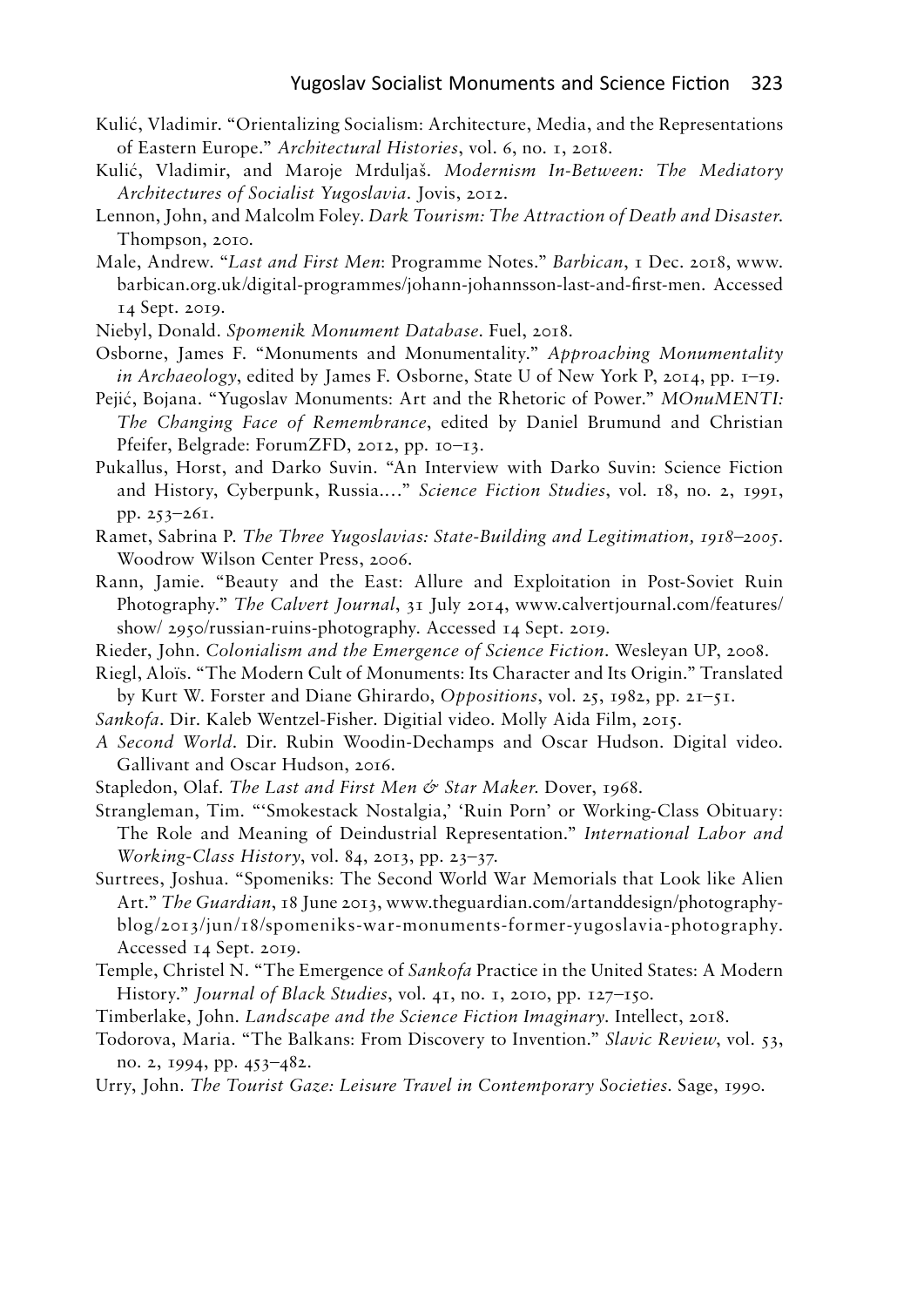Kulić, Vladimir. "Orientalizing Socialism: Architecture, Media, and the Representations of Eastern Europe." *Architectural Histories*, vol. 6, no. 1, 2018.

Kulić, Vladimir, and Maroje Mrduljaš. *Modernism In-Between: The Mediatory Architectures of Socialist Yugoslavia*. Jovis, 2012.

Lennon, John, and Malcolm Foley. *Dark Tourism: The Attraction of Death and Disaster*. Thompson, 2010.

Male, Andrew. "*Last and First Men*: Programme Notes." *Barbican*, 1 Dec. 2018, www.barbican.org.uk/digital-programmes/johann-johannsson-last-and-first-men. Accessed 14 Sept. 2019.

Niebyl, Donald. *Spomenik Monument Database*. Fuel, 2018.

Osborne, James F. "Monuments and Monumentality." *Approaching Monumentality in Archaeology*, edited by James F. Osborne, State U of New York P, 2014, pp. 1–19.

Pejić, Bojana. "Yugoslav Monuments: Art and the Rhetoric of Power." *MOnuMENTI: The Changing Face of Remembrance*, edited by Daniel Brumund and Christian Pfeifer, Belgrade: ForumZFD, 2012, pp. 10–13.

Pukallus, Horst, and Darko Suvin. "An Interview with Darko Suvin: Science Fiction and History, Cyberpunk, Russia...." *Science Fiction Studies*, vol. 18, no. 2, 1991, pp. 253–261.

Ramet, Sabrina P. *The Three Yugoslavias: State-Building and Legitimation, 1918–2005*. Woodrow Wilson Center Press, 2006.

Rann, Jamie. "Beauty and the East: Allure and Exploitation in Post-Soviet Ruin Photography." *The Calvert Journal*, 31 July 2014, www.calvertjournal.com/features/show/ 2950/russian-ruins-photography. Accessed 14 Sept. 2019.

Rieder, John. *Colonialism and the Emergence of Science Fiction*. Wesleyan UP, 2008.

Riegl, Aloïs. "The Modern Cult of Monuments: Its Character and Its Origin." Translated by Kurt W. Forster and Diane Ghirardo, *Oppositions*, vol. 25, 1982, pp. 21–51.

*Sankofa*. Dir. Kaleb Wentzel-Fisher. Digitial video. Molly Aida Film, 2015.

*A Second World*. Dir. Rubin Woodin-Dechamps and Oscar Hudson. Digital video. Gallivant and Oscar Hudson, 2016.

Stapledon, Olaf. *The Last and First Men & Star Maker*. Dover, 1968.

Strangleman, Tim. "'Smokestack Nostalgia,' 'Ruin Porn' or Working-Class Obituary: The Role and Meaning of Deindustrial Representation." *International Labor and Working-Class History*, vol. 84, 2013, pp. 23–37.

Surtrees, Joshua. "Spomeniks: The Second World War Memorials that Look like Alien Art." *The Guardian*, 18 June 2013, www.theguardian.com/artanddesign/photography-blog/2013/jun/18/spomeniks-war-monuments-former-yugoslavia-photography. Accessed 14 Sept. 2019.

Temple, Christel N. "The Emergence of *Sankofa* Practice in the United States: A Modern History." *Journal of Black Studies*, vol. 41, no. 1, 2010, pp. 127–150.

Timberlake, John. *Landscape and the Science Fiction Imaginary*. Intellect, 2018.

Todorova, Maria. "The Balkans: From Discovery to Invention." *Slavic Review*, vol. 53, no. 2, 1994, pp. 453–482.

Urry, John. *The Tourist Gaze: Leisure Travel in Contemporary Societies*. Sage, 1990.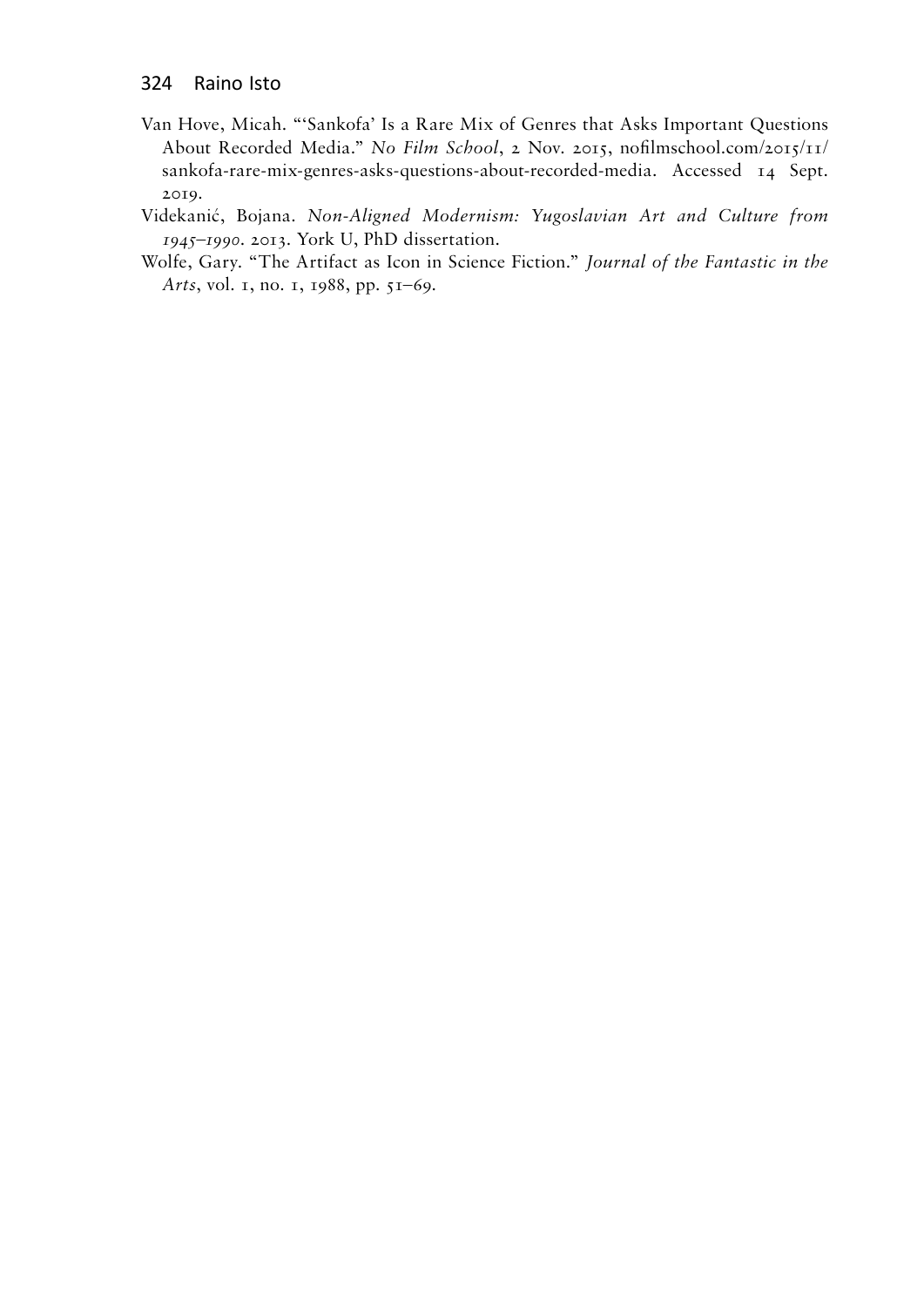Van Hove, Micah. "'Sankofa' Is a Rare Mix of Genres that Asks Important Questions About Recorded Media." *No Film School*, 2 Nov. 2015, nofilmschool.com/2015/11/sankofa-rare-mix-genres-asks-questions-about-recorded-media. Accessed 14 Sept. 2019.

Videkanić, Bojana. *Non-Aligned Modernism: Yugoslavian Art and Culture from 1945–1990*. 2013. York U, PhD dissertation.

Wolfe, Gary. "The Artifact as Icon in Science Fiction." *Journal of the Fantastic in the Arts*, vol. 1, no. 1, 1988, pp. 51–69.